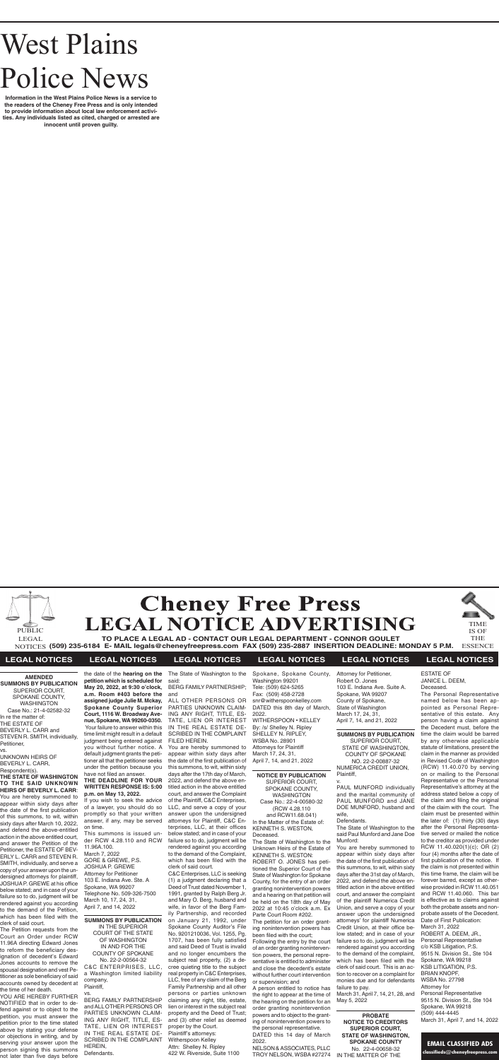# West Plains Police News

**Information in the West Plains Police News is a service to the readers of the Cheney Free Press and is only intended to provide information about local law enforcement activities. Any individuals listed below as cited, charged or arrested are innocent until proven guilty.**

# Cheney Free Press LEGAL NOTICE ADVERTISING

PUBLIC LEGAL NOTICES

TIME IS OF THE ESSENCE

**TO PLACE A LEGAL AD - CONTACT OUR LEGAL DEPARTMENT - CONNOR GOULET**
**(509) 235-6184 E- MAIL legals@cheneyfreepress.com FAX (509) 235-2887 INSERTION DEADLINE: MONDAY 5 P.M.**

## LEGAL NOTICES

**AMENDED SUMMONS BY PUBLICATION**
SUPERIOR COURT, SPOKANE COUNTY, WASHINGTON
Case No.: 21-4-02582-32
In re the matter of:
THE ESTATE OF BEVERLY L. CARR and STEVEN R. SMITH, individually,
Petitioner,
vs.
UNKNOWN HEIRS OF BEVERLY L. CARR,
Respondent(s).

**THE STATE OF WASHINGTON TO THE SAID UNKNOWN HEIRS OF BEVERLY L. CARR:** You are hereby summoned to appear within sixty days after the date of the first publication of this summons, to wit, within sixty days after March 10, 2022, and defend the above-entitled action in the above entitled court, and answer the Petition of the Petitioner, the ESTATE OF BEVERLY L. CARR and STEVEN R. SMITH, individually, and serve a copy of your answer upon the undersigned attorneys for plaintiff, JOSHUA P. GREWE at his office below stated; and in case of your failure so to do, judgment will be rendered against you according to the demand of the Petition, which has been filed with the clerk of said court.

The Petition requests from the Court an Order under RCW 11.96A directing Edward Jones to reform the beneficiary designation of decedent's Edward Jones accounts to remove the spousal designation and vest Petitioner as sole beneficiary of said accounts owned by decedent at the time of her death.

YOU ARE HEREBY FURTHER NOTIFIED that in order to defend against or to object to the petition, you must answer the petition prior to the time stated above by stating your defense or objections in writing, and by serving your answer upon the person signing this summons not later than five days before the date of the **hearing on the petition which is scheduled for May 20, 2022, at 9:30 o'clock, a.m. Room #403 before the assigned judge Julie M. Mckay, Spokane County Superior Court, 1116 W. Broadway Avenue, Spokane, WA 99260-0350.** Your failure to answer within this time limit might result in a default judgment being entered against you without further notice. A default judgment grants the petitioner all that the petitioner seeks under the petition because you have not filed an answer.

**THE DEADLINE FOR YOUR WRITTEN RESPONSE IS: 5:00 p.m. on May 13, 2022.**

If you wish to seek the advice of a lawyer, you should do so promptly so that your written answer, if any, may be served on time.

This summons is issued under RCW 4.28.110 and RCW 11.96A.100.

March 7, 2022
GORE & GREWE, P.S.
JOSHUA P. GREWE
Attorney for Petitioner
103 E. Indiana Ave. Ste. A
Spokane, WA 99207
Telephone No. 509-326-7500
March 10, 17, 24, 31, April 7, and 14, 2022

**SUMMONS BY PUBLICATION**
IN THE SUPERIOR COURT OF THE STATE OF WASHINGTON IN AND FOR THE COUNTY OF SPOKANE
No. 22-2-00564-32
C&C ENTERPRISES, LLC, a Washington limited liability company,
Plaintiff,
vs.
BERG FAMILY PARTNERSHIP and ALL OTHER PERSONS OR PARTIES UNKNOWN CLAIMING ANY RIGHT, TITLE, ESTATE, LIEN OR INTEREST IN THE REAL ESTATE DESCRIBED IN THE COMPLAINT HEREIN,
Defendants.

The State of Washington to the said:
BERG FAMILY PARTNERSHIP; and
ALL OTHER PERSONS OR PARTIES UNKNOWN CLAIMING ANY RIGHT, TITLE, ESTATE, LIEN OR INTEREST IN THE REAL ESTATE DESCRIBED IN THE COMPLAINT FILED HEREIN.

You are hereby summoned to appear within sixty days after the date of the first publication of this summons, to wit, within sixty days after the 17th day of March, 2022, and defend the above entitled action in the above entitled court, and answer the Complaint of the Plaintiff, C&C Enterprises, LLC, and serve a copy of your answer upon the undersigned attorneys for Plaintiff, C&C Enterprises, LLC, at their offices below stated; and in case of your failure so to do, judgment will be rendered against you according to the demand of the Complaint, which has been filed with the clerk of said court.

C&C Enterprises, LLC is seeking (1) a judgment declaring that a Deed of Trust dated November 1, 1991, granted by Ralph Berg Jr. and Mary O. Berg, husband and wife, in favor of the Berg Family Partnership, and recorded on January 21, 1992, under Spokane County Auditor's File No. 9201210036, Vol. 1255, Pg. 1707, has been fully satisfied and said Deed of Trust is invalid and no longer encumbers the subject real property, (2) a decree quieting title to the subject real property in C&C Enterprises, LLC, free of any claim of the Berg Family Partnership and all other persons or parties unknown claiming any right, title, estate, lien or interest in the subject real property and the Deed of Trust; and (3) other relief as deemed proper by the Court.

Plaintiff's attorneys:
Witherspoon Kelley
Attn: Shelley N. Ripley
422 W. Riverside, Suite 1100
Spokane, Spokane County, Washington 99201
Tele: (509) 624-5265
Fax: (509) 458-2728
snr@witherspoonkelley.com
DATED this 8th day of March, 2022.
WITHERSPOON • KELLEY
By: /s/ Shelley N. Ripley
SHELLEY N. RIPLEY, WSBA No. 28901
Attorneys for Plaintiff
March 17, 24, 31, April 7, 14, and 21, 2022

**NOTICE BY PUBLICATION**
SUPERIOR COURT, SPOKANE COUNTY, WASHINGTON
Case No.: 22-4-00580-32
(RCW 4.28.110 and RCW11.68.041)
In the Matter of the Estate of:
KENNETH S. WESTON,
Deceased.

The State of Washington to the Unknown Heirs of the Estate of KENNETH S. WESTON:

ROBERT O. JONES has petitioned the Superior Court of the State of Washington for Spokane County, for the entry of an order granting nonintervention powers and a hearing on that petition will be held on the 18th day of May 2022 at 10:45 o'clock a.m. Ex Parte Court Room #202.

The petition for an order granting nonintervention powers has been filed with the court;

Following the entry by the court of an order granting nonintervention powers, the personal representative is entitled to administer and close the decedent's estate without further court intervention or supervision; and

A person entitled to notice has the right to appear at the time of the hearing on the petition for an order granting nonintervention powers and to object to the granting of nonintervention powers to the personal representative.

DATED this 14 day of March 2022.
NELSON & ASSOCIATES, PLLC
TROY NELSON, WSBA #27274
Attorney for Petitioner,
Robert O. Jones
103 E. Indiana Ave. Suite A.
Spokane, WA 99207
County of Spokane,
State of Washington
March 17, 24, 31, April 7, 14, and 21, 2022

**SUMMONS BY PUBLICATION**
SUPERIOR COURT, STATE OF WASHINGTON, COUNTY OF SPOKANE
NO. 22-2-00887-32
NUMERICA CREDIT UNION,
Plaintiff,
v.
PAUL MUNFORD individually and the marital community of PAUL MUNFORD and JANE DOE MUNFORD, husband and wife,
Defendants.

The State of Washington to the said Paul Munford and Jane Doe Munford:

You are hereby summoned to appear within sixty days after the date of the first publication of this summons, to wit, within sixty days after the 31st day of March, 2022, and defend the above entitled action in the above entitled court, and answer the complaint of the plaintiff Numerica Credit Union, and serve a copy of your answer upon the undersigned attorneys' for plaintiff Numerica Credit Union, at their office below stated; and in case of your failure so to do, judgment will be rendered against you according to the demand of the complaint, which has been filed with the clerk of said court. This is an action to recover on a complaint for monies due and for defendants failure to pay.

March 31, April 7, 14, 21, 28, and May 5, 2022

**PROBATE NOTICE TO CREDITORS SUPERIOR COURT, STATE OF WASHINGTON, SPOKANE COUNTY**
No. 22-4-00658-32
IN THE MATTER OF THE ESTATE OF
JANICE L. DEEM,
Deceased.

The Personal Representative named below has been appointed as Personal Representative of this estate. Any person having a claim against the Decedent must, before the time the claim would be barred by any otherwise applicable statute of limitations, present the claim in the manner as provided in Revised Code of Washington (RCW) 11.40.070 by serving on or mailing to the Personal Representative or the Personal Representative's attorney at the address stated below a copy of the claim and filing the original of the claim with the court. The claim must be presented within the later of: (1) thirty (30) days after the Personal Representative served or mailed the notice to the creditor as provided under RCW 11.40.020(1)(c); OR (2) four (4) months after the date of first publication of the notice. If the claim is not presented within this time frame, the claim will be forever barred, except as otherwise provided in RCW 11.40.051 and RCW 11.40.060. This bar is effective as to claims against both the probate assets and nonprobate assets of the Decedent.

Date of First Publication:
March 31, 2022
ROBERT A. DEEM, JR.,
Personal Representative
c/o KSB Litigation, P.S.
9515 N. Division St., Ste 104
Spokane, WA 99218
KSB LITIGATION, P.S.
BRIAN KNOPF,
WSBA No. 27798
Attorney for
Personal Representative
9515 N. Division St., Ste 104
Spokane, WA 99218
(509) 444-4445
March 31, April 7, and 14, 2022

**EMAIL CLASSIFIED ADS**
classifieds@cheneyfreepress.com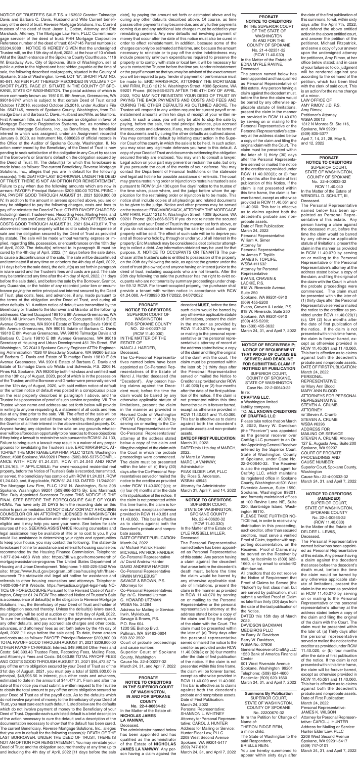NOTICE OF TRUSTEE'S SALE T.S. # 153932 Grantor: Talmadge Davis and Barbara C. Davis, Husband and Wife Current beneficiary of the deed of trust: Reverse Mortgage Solutions, Inc. Current trustee of the deed of trust: Jason L. Cotton, Attorney, and Eric Marschack, Attorney, The Mortgage Law Firm, PLLC Current mortgage servicer of the deed of trust: PHH Mortgage Corporation Reference number of the deed of trust: 6547145 Parcel number(s): 55204.9088 I. NOTICE IS HEREBY GIVEN that the undersigned Trustee will, on the 15th day of April, 2022, at the hour of 10 o'clock AM at the South entrance of the Spokane County Courthouse, 1116 W. Broadway Ave., City of Spokane, State of Washington, sell at public auction to the highest and best bidder, payable at the time of sale, the following described real property, situated in the County of Spokane, State of Washington, to-wit: LOT "B", SHORT PLAT NO. 90-641, AS PER PLAT THEREOF RECORDED IN VOLUME 7 OF SHORT PLATS, PAGE 27, SITUATE IN THE COUNTY OF SPOKANE, STATE OF WASHINGTON. The postal address of which is more commonly known as: 19810 E. 8th Avenue, Greenacres, WA 99016-9747 which is subject to that certain Deed of Trust dated October 17,2016, recorded October 25,2016, under Auditor's File No. 6547145, records of Spokane County, Washington, from Talmadge Davis and Barbara C. Davis, Husband and Wife, as Grantors, First American Title, as Trustee, to secure an obligation in favor of Mortgage Electronic Registration Systems, Inc. as nominee for Reverse Mortgage Solutions, Inc., as Beneficiary, the beneficial interest in which was assigned, under an Assignment recorded January 8, 2020, as Instrument No. 6880626 of official records in the Office of the Auditor of Spokane County, Washington. II. No action commenced by the Beneficiary of the Deed of Trust is now pending to seek satisfaction of the obligation in any Court by reason of the Borrower's or Grantor's default on the obligation secured by the Deed of Trust. III. The default(s) for which this foreclosure is made is/are as follows: The current Beneficiary, Reverse Mortgage Solutions, Inc., alleges that you are in default for the following reason(s): THE DEATH OF LAST BORROWER, UNDER THE DEED OF TRUST, THERE IS NOT AN OPTION FOR REINSTATEMENT. Failure to pay when due the following amounts which are now in arrears: PAYOFF: Principal Balance: $209,800.00 TOTAL PRINCIPAL PAYOFF GOOD THROUGH AUGUST 31, 2021 $209,800.00 IV. In addition to the amount in arrears specified above, you are or may be obligated to pay the following charges, costs and fees to pay off or reinstate the Deed of Trust: OTHER PAYOFF CHARGES: Including Interest, Trustee Fees, Recording Fees, Mailing Fees, and Attorney's Fees and Costs: $94,473.87 TOTAL PAYOFF FEES AND COSTS GOOD THROUGH AUGUST 31, 2021 $94,473.87 V. The above-described real property will be sold to satisfy the expense of sale and the obligation secured by the Deed of Trust as provided by statute. The sale will be made without warranty, express or implied, regarding title, possession, or encumbrances on the 15th day of April, 2022. The default(s) referred to in paragraph III must be cured by the 4th day of April, 2022, (11 days before the sale date), to cause a discontinuance of the sale. The sale will be discontinued and terminated if at any time on or before the 4th day of April, 2022, (11 days before the sale date), the default(s) as set forth in paragraph III is/are cured and the Trustee's fees and costs are paid. The sale may be terminated any time after the 4th day of April, 2022, (11 days before the sale date), and before the sale by the Borrower, Grantor, any Guarantor, or the holder of any recorded junior lien or encumbrance paying the entire principal and interest secured by the Deed of Trust, plus costs, fees, and advances, if any, made pursuant to the terms of the obligation and/or Deed of Trust, and curing all other defaults. VI. A written notice of default was transmitted by the Beneficiary or Trustee to the Borrower and Grantor at the following addresses: Current Occupant 19810 E 8th Avenue Greenacres, WA 99016 All Unknown Persons, Parties, or Occupants 19810 E 8th Avenue Greenacres, WA 99016 Estate of Talmadge Davis 19810 E 8th Avenue Greenacres, WA 99016 Estate of Barbara C. Davis 19810 E 8th Avenue Greenacres, WA 99016 Talmadge Davis and Barbara C. Davis 19810 E 8th Avenue Greenacres, WA 99016 Secretary of Housing and Urban Development 451 7th Street, SW Washington, DC 20410 Spokane County Engineer ATTN: Engineering Administration 1026 W Broadway Spokane, WA 99260 Estate of Barbara C. Davis and Estate of Talmadge Davis 19810 E 8th Avenue Greenacres, WA 99016 Estate of Barbara C. Davis and Estate of Talmadge Davis c/o Waldo and Schweda, P.S. 2206 N. Pines Rd. Spokane, WA 99206 by both first-class and certified mail on the 12th day of August, 2020, proof of which is in the possession of the Trustee; and the Borrower and Grantor were personally served on the 12th day of August, 2020, with said written notice of default or the written notice of default was posted in a conspicuous place on the real property described in paragraph I above, and the Trustee has possession of proof of such service or posting. VII. The Trustee whose name and address are set forth below will provide in writing to anyone requesting it, a statement of all costs and fees due at any time prior to the sale. VIII. The effect of the sale will be to deprive the Grantor and all those who hold by, through or under the Grantor of all their interest in the above-described property. IX. Anyone having any objection to the sale on any grounds whatsoever will be afforded an opportunity to be heard as to those objections if they bring a lawsuit to restrain the sale pursuant to RCW 61.24.130. Failure to bring such a lawsuit may result in a waiver of any proper grounds for invalidating the Trustee's sale. ERIC MARSCHACK, ATTORNEY THE MORTGAGE LAW FIRM, PLLC 1212 N. Washington Street, #308 Spokane, WA 99201 Phone: (509)-866-5375 COMPLIANCE WITH RCW 61.24.031, RCW 61.24.040 AND RCW 61.24.163, IF APPLICABLE: For owner-occupied residential real property, before the Notice of Trustee's Sale is recorded, transmitted, or served, the beneficiary has complied with RCW 61.24.031, RCW 61.24.040, and, if applicable, RCW 61.24.163. DATED: 11/24/2021 The Mortgage Law Firm, PLLC 1212 N. Washington, Suite 308 Spokane, Washington 99201 (509)-866-5375 By: Eric Marschack Title: Duly Appointed Successor Trustee THIS NOTICE IS THE FINAL STEP BEFORE THE FORECLOSURE SALE OF YOUR HOME. You have only 20 DAYS from the recording date on this notice to pursue mediation. DO NOT DELAY. CONTACT A HOUSING COUNSELOR OR AN ATTORNEY LICENSED IN WASHINGTON NOW to assess your situation and refer you to mediation if you are eligible and it may help you save your home. See below for safe sources of help. SEEKING ASSISTANCE Housing counselors and legal assistance may be available at little or no cost to you. If you would like assistance in determining your rights and opportunities to keep your house, you may contact the following: The statewide foreclosure hotline for assistance and referral to housing counselors recommended by the Housing Finance Commission. Telephone: 1-877-894-4663 Web site: https://dfi.wa.gov/homeownership/mortgage-assistance-programs The United States Department of Housing and Urban Development. Telephone: 1-800-225-5342 Web site: https://www.hud.gov/program_offices/housing/sfh/hcc/fc/findacounselor The statewide civil legal aid hotline for assistance and referrals to other housing counselors and attorneys. Telephone: 1-800-606-4819 Website: https://nwjustice.org/get-legal-help NOTICE OF FORECLOSURE Pursuant to the Revised Code of Washington, Chapter 61.24 RCW The attached Notice of Trustee's Sale is a consequence of default(s) in the obligation to Reverse Mortgage Solutions, Inc., the Beneficiary of your Deed of Trust and holder of the obligation secured thereby. Unless the default(s) is/are cured, your property will be sold at auction on the 15th day of April, 2022. To cure the default(s), you must bring the payments current, cure any other defaults, and pay accrued late charges and other costs, advances, and attorneys' fees as set forth below by the 4th day of April, 2022 [11 days before the sale date]. To date, these arrears and costs are as follows: PAYOFF: Principal Balance: $209,800.00 TOTAL PAYOFF GOOD THROUGH AUGUST 31, 2021 $209,800.00 OTHER PAYOFF CHARGES: Interest: $49,996.56 Other Fees and Costs: $40,393.43 Trustee Fees, Recording Fees, Mailing Fees, and Attorney's Fees and Costs: $4,083.88 TOTAL PAYOFF FEES AND COSTS GOOD THROUGH AUGUST 31, 2021 $94,473.87 To pay off the entire obligation secured by your Deed of Trust as of the 31st day of August, 2021, you must pay a total of $209,800.00 in principal, $49,996.56 in interest, plus other costs and advances, estimated to date in the amount of $44,477.31. From and after the date of this notice you must submit a written request to the Trustee to obtain the total amount to pay off the entire obligation secured by your Deed of Trust as of the payoff date. As to the defaults which do not involve payment of money to the Beneficiary of your Deed of Trust, you must cure each such default. Listed below are the defaults which do not involve payment of money to the Beneficiary of your Deed of Trust. Opposite each such listed default is a brief description of the action necessary to cure the default and a description of the documentation necessary to show that the default has been cured. The current Beneficiary, Reverse Mortgage Solutions, Inc., alleges that you are in default for the following reason(s): DEATH OF THE LAST BORROWER, UNDER THE DEED OF TRUST, THERE IS NOT AN OPTION FOR REINSTATEMENT. You may reinstate your Deed of Trust and the obligation secured thereby at any time up to and including the 4th day of April, 2022 [11 days before the sale date], by paying the amount set forth or estimated above and by curing any other defaults described above. Of course, as time passes other payments may become due, and any further payments coming due and any additional late charges must be added to your reinstating payment. Any new defaults not involving payment of money that occur after the date of this notice must also be cured in order to effect reinstatement. In addition, because some of the charges can only be estimated at this time, and because the amount necessary to reinstate or to pay off the entire indebtedness may include presently unknown expenditures required to preserve the property or to comply with state or local law, it will be necessary for you to contact the Trustee before the time you tender reinstatement or the payoff amount so that you may be advised of the exact amount you will be required to pay. Tender of payment or performance must be made to: ERIC MARSCHACK, ATTORNEY THE MORTGAGE LAW FIRM, PLLC 1212 N. Washington Street, #308 Spokane, WA 99201 Phone: (509)-866-5375 AFTER THE 4TH DAY OF APRIL, 2022, YOU MAY NOT REINSTATE YOUR DEED OF TRUST BY PAYING THE BACK PAYMENTS AND COSTS AND FEES AND CURING THE OTHER DEFAULTS AS OUTLINED ABOVE. The Trustee will respond to any written request for current payoff or reinstatement amounts within ten days of receipt of your written request. In such a case, you will only be able to stop the sale by paying, before the sale, the total principal balance, plus accrued interest, costs and advances, if any, made pursuant to the terms of the documents and by curing the other defaults as outlined above. You may contest this default by initiating court action in the Superior Court of the county in which the sale is to be held. In such action, you may raise any legitimate defenses you have to this default. A copy of your Deed of Trust and documents evidencing the obligation secured thereby are enclosed. You may wish to consult a lawyer. Legal action on your part may prevent or restrain the sale, but only if you persuade the court of the merits of your defense. You may contact the Department of Financial Institutions or the statewide civil legal aid hotline for possible assistance or referrals. The court may grant a restraining order or injunction to restrain a trustee's sale pursuant to RCW 61.24.130 upon five days' notice to the trustee of the time when, place where, and the judge before whom the application for the restraining order or injunction is to be made. This notice shall include copies of all pleadings and related documents to be given to the judge. Notice and other process may be served on the trustee at: ERIC MARSCHACK, ATTORNEY THE MORTGAGE LAW FIRM, PLLC 1212 N. Washington Street, #308 Spokane, WA 99201 Phone: (509)-866-5375 If you do not reinstate the secured obligation and your Deed of Trust in the manner set forth above, or if you do not succeed in restraining the sale by court action, your property will be sold. The effect of such sale will be to deprive you and all those who hold by, through or under you of all interest in the property; Eric Marschack may be considered a debt collector attempting to collect a debt. Any information obtained may be used for that purpose. X. NOTICE TO OCCUPANTS OR TENANTS The purchaser at the trustee's sale is entitled to possession of the property on the 20th day following the sale, as against the grantor under the deed of trust (the owner) and anyone having an interest junior to the deed of trust, including occupants who are not tenants. After the 20th day following the sale the purchaser has the right to evict occupants who are not tenants by summary proceedings under chapter 59.12 RCW. For tenant-occupied property, the purchaser shall provide a tenant with written notice in accordance with RCW 61.24.060. A-4738930 03/17/2022, 04/07/2022

**PROBATE NOTICE TO CREDITORS**
SUPERIOR COURT OF WASHINGTON FOR SPOKANE COUNTY
NO. 22-4-00237-32 (RCW 11.40.030)
IN THE MATTER OF THE ESTATE OF NANCI J. HARDER, Deceased.

The Co-Personal Representatives named below have been appointed as Co-Personal Representatives of the Estate of Nanci J. Harder, deceased (the "Decedent"). Any person having claims against the Decedent must, before the time the claim would be barred by any otherwise applicable statute of limitations, present the claim in the manner as provided in Revised Code of Washington ("RCW") Chapter 11.40.070 by serving on or mailing to the Co-Personal Representatives or the Co-Personal Representatives' attorney at the address stated below a copy of the claim and filing the original of the claim with the Court in which the probate proceedings were commenced. The claim must be presented within the later of: (i) thirty (30) days after the Co-Personal Representatives served or mailed the notice to the creditor as provided under RCW 11.40.020(1)(c); or (ii) four (4) months after the date of first publication of the notice. If the claim is not presented within this time frame, the claim is forever barred, except as otherwise provided in RCW 11.40.051 and 11.40.060. This bar is effective as to claims against both the Decedent's probate and nonprobate assets.
DATE OF FIRST PUBLICATION: March 24, 2022
/s/ Michael Patrick Harder
MICHAEL PATRICK HARDER
Co-Personal Representative
/s/ David Andrew Harder
DAVID ANDREW HARDER
Co-Personal Representative
IRWIN MYKLEBUST SAVAGE & BROWN, P.S.
Attorneys for Co-Personal Representatives
By: /s/ G. Howard Utzman
G. HOWARD UTZMAN
WSBA No. 24284
Address for Mailing or Service: Irwin, Myklebust, Savage & Brown, P.S.
P.O. Box 604
1230 SE Bishop Blvd.
Pullman, WA 99163-0604
509.332.3502
Court of probate proceedings and cause number: Superior Court of Spokane County, Washington
Cause No. 22-4-00237-32
March 24, 31, and April 7, 2022

**PROBATE NOTICE TO CREDITORS IN THE SUPERIOR COURT OF WASHINGTON, IN AND FOR SPOKANE COUNTY**
**No. 22-4-00664-32**
In the Matter of the Estate of: **NICHOLAS JAMES LA VANWAY**, Deceased.

The administrator named below has been appointed and has qualified as the administrator of the Estate of **NICHOLAS JAMES LA VANWAY**. Any person having a claim against the decedent **MUST**, before the time such claim would be barred by any otherwise applicable statute of limitations, present the claim in the manner as provided by RCW 11.40.070 by serving on or mailing to the personal representative or the personal representative's attorney of record at the address stated below, a copy of the claim and filing the original of the claim with the court. The claim must be presented within the later of: (1) thirty (30) days after the Personal Representative served or mailed the Notice to Creditor as provided under RCW 11.40.020(1); or (2) four months after the date of the first publication of the notice. If the claim is not presented within this time frame the claim is forever barred, except as otherwise provided in RCW 11.40.051 and 11.40.060. This bar is effective as to claims against both the decedent's probate assets and non-probate assets.
**DATE OF FIRST PUBLICATION:** March 31, 2022.
DATED this 11th day of MARCH, 2022.
/s/ Marc La Vanway
MARC LA VANWAY, Administrator
PEAK ELDER LAW, PLLC
By: Ross S. Anderson, WSBA# 49943
Attorney for Administrator
March 31, April 7, and 14, 2022

**NOTICE TO CREDITORS**
SUPERIOR COURT, STATE OF WASHINGTON, SPOKANE COUNTY
No. 22-4-00620-32 (RCW 11.40.030)
In the Matter of the Estate of: LYLE RUSSELL MILLER, Deceased.

The Personal Representative named below has been appointed as Personal Representative of this estate. Any person having a claim against the decedent that arose before the decedent's death must, before the time the claim would be barred by any otherwise applicable statute of limitations, present the claim in the manner as provided in RCW 11.40.070 by serving on or mailing to the Personal Representative or the personal representative's attorney at the address stated below a copy of the claim and filing the original of the claim with the Court. The claim must be presented within the later of: (a) Thirty days after the personal representative served or mailed the notice to the creditor as provided under RCW 11.40.020(3); or (b) four months after the date of first publication of the notice. If the claim is not presented within this time frame, the claim will be forever barred, except as otherwise provided in RCW 11.40.020 and 11.40.060. This bar is effective as to claims against both the decedent's probate and nonprobate assets.
Date of First Publication: March 24, 2022
Personal Representative: SHANNON L. WHITNEY
Attorney for Personal Representative: CAROL J. HUNTER
Address for Mailing or Service: Hunter Elder Law, PLLC
2208 West Second Avenue
Spokane, WA 99201-5417
(509) 747-0101
March 24, 31, and April 7, 2022

**PROBATE NOTICE TO CREDITORS**
IN THE SUPERIOR COURT OF THE STATE OF WASHINGTON IN AND FOR THE COUNTY OF SPOKANE
No. 21-4-02351-32 (RCW 11.40.030)
In the Matter of the Estate of: EDNA MYRLE RAVINE, Deceased.

The person named below has been appointed and has qualified as Personal Representative of this estate. Any person having a claim against the decedent must, before the time the claim would be barred by any otherwise applicable statute of limitations, present the claim in the manner as provided in RCW 11.40.070 by serving on or mailing to the Personal Representative or the Personal Representative's attorney at the address stated below a copy of the claim and filing the original claim with the Court. The claim must be presented within the later of: 1) thirty (30) days after the Personal Representative served or mailed the notice to the creditor as provided under RCW 11.40.020(3); or 2) four (4) months after the date of first publication of this Notice. If the claim is not presented within this time frame, the claim is forever barred, except as otherwise provided in RCW 11.40.051 and 11.40.060. This bar is effective as to claims against both the decedent's probate and non-probate assets.
Date of First Publication: March 24, 2022
Personal Representative: William A. Simer
Attorney for Personal Representative:
/s/ James F. Topliff
JAMES F. TOPLIFF, WSBA #11632
Attorney for Personal Representative
EVANS, CRAVEN & LACKIE, P.S.
818 W. Riverside Avenue, Suite 250
Spokane, WA 99201-0910
(509) 455-5200
Evans, Craven & Lackie, P.S.
818 W. Riverside, Suite 250
Spokane, WA 99201-0910
(509) 455-5200;
fax (509) 455-3632
March 24, 31, and April 7, 2022

**NOTICE OF RECEIVERSHIP; NOTICE OF REQUIREMENT THAT PROOF OF CLAIMS BE SERVED; AND DEADLINE FOR SUBMITTING CLAIM IF NOTIFIED BY PUBLICATION**
SUPERIOR COURT, COUNTY OF SPOKANE, STATE OF WASHINGTON
Case No. 22-2-00640-32
In re:
**CRAFTAG LLC,**
a Washington limited liability company.
TO: **ALL KNOWN CREDITORS OF CRAFTAG LLC:**

Please take notice that on March 2, 2022, Barry W. Davidson (the "Receiver") was appointed as the general receiver over CraftAG LLC pursuant to an Order Appointing General Receiver entered by the Superior Court, State of Washington, County of Spokane, under Case No. 22-2-00640-32. The Receiver is also the registered agent for CraftAG LLC, which maintains its registered office in Spokane County, Washington at 601 West Riverside Avenue, Suite 1550, Spokane, Washington 99201, and formerly maintained offices at 100 Ravine Lane NE, Suite 220, Bainbridge Island, Washington 98110.

PLEASE TAKE FURTHER NOTICE that, in order to receive any distribution in this proceeding, each creditor, other than secured creditors, must serve a verified Proof of Claim, together with supporting documentation, on the Receiver. Proof of Claims may be served on the Receiver by mail, by facsimile to (509) 623-1660, or by email to cnickerl@dbm-law.net.

All creditors that do not receive the Notice of Requirement that Proof of Claims be Served (the "Notice") by first class mail, but are served by publication, must submit a verified Proof of Claim no later than thirty (30) days from the date of the last publication of the Notice.
DATED this 15th day of March 2022.
DAVIDSON BACKMAN MEDEIROS PLLC
/s/ Barry W. Davidson
Barry W. Davidson, WSBA No. 07908
General Receiver of CraftAg LLC
1550 Bank of America Financial Center
601 West Riverside Avenue
Spokane, Washington 99201
Telephone: (509) 624-4600
Facsimile: (509) 623-1660
March 24, 31, and April 7, 2022

**Summons By Publication**
SUPERIOR COURT, STATE OF WASHINGTON, COUNTY OF SPOKANE
No. 22200670-32
In re the Petition for Change of Name of:
THERON RIDGE REIN, a minor child.
The State of Washington to the said Respondent, BRIELLE REIN:
You are hereby summoned to appear within sixty days after the date of the first publication of this summons, to wit, within sixty days after the April 7th, 2022, and defend the above entitled action in the above entitled court, and answer the petition of the petitioner, Michael Fitzpatrick, and serve a copy of your answer upon the undersigned attorney for petitioner, Amy Rimov, at her office below stated; and in case of your failure so to do, judgment will be rendered against you according to the demand of the petition, which has been filed with the clerk of said court. This is an action for the name change of a minor.
LAW OFFICE OF AMY RIMOV, J.D. P.S.
Amy Rimov, Petitioner's Attorney.
WSBA 30613
1312 N Monroe St, Ste 116, Spokane, WA 99201
(509) 835-5377
April 7, 14, 21, 28, May 5, and 12, 2022

**PROBATE NOTICE TO CREDITORS**
SUPERIOR COURT, STATE OF WASHINGTON, COUNTY OF SPOKANE
No. 22-4-00633-32 (RCW 11.40.040
In the Matter of the Estate of WENDELL D. SCHUTT, III, Deceased.

The Personal Representative named below has been appointed as Personal Representative of this estate. Any person having a claim against the deceased must, before the time the claim would be barred by any otherwise applicable statute of limitations, present the claim in the manner as provided in RCW 11.40.070 by serving on or mailing to the Personal Representative or the Personal Representative's attorney at the address stated below a copy of the claim, and filing the original of the claim with the Court in which the probate proceedings were commenced. The claim must be presented within the later of: (1) thirty days after the Personal Representative served or mailed the notice to the creditor as provided under RCW 11.40.020(1)(c); OR (2) four months after the date of first publication of the notice. If the claim is not presented within this time frame, the claim is forever barred, except as otherwise provided in RCW 11.40.051 and 11.40.060. This bar is effective as to claims against both the decedent's probate and nonprobate assets.
DATE OF FIRST PUBLICATION: March 24, 2022
PERSONAL REPRESENTATIVE:
/s/ Mary Ann Blood
MARY ANN BLOOD
ATTORNEYS FOR PERSONAL REPRESENTATIVE:
STEVEN A. CRUMB, ATTORNEY
/s/ Steven A. Crumb
STEVEN A. CRUMB
WSBA #6386
ADDRESS FOR MAILING OR SERVICE
STEVEN A. CRUMB, Attorney
127 E. Augusta Ave., Suite 200
Spokane, WA 99207
COURT OF PROBATE PROCEEDINGS AND CAUSE NUMBER:
Superior Court, Spokane County, Washington
Cause No.: 22-4-00633-32
March 24, 31, and April 7, 2022

**NOTICE TO CREDITORS (AMENDED)**
SUPERIOR COURT, STATE OF WASHINGTON, SPOKANE COUNTY
No. 22-4-00566-32 (RCW 11.40.030)
In the Matter of the Estate of: DELDEE L. LEWIS, Deceased.

The Personal Representative named below has been appointed as Personal Representative of this estate. Any person having a claim against the decedent that arose before the decedent's death must, before the time the claim would be barred by any otherwise applicable statute of limitations, present the claim in the manner as provided in RCW 11.40.070 by serving on or mailing to the Personal Representative or the personal representative's attorney at the address stated below a copy of the claim and filing the original of the claim with the Court. The claim must be presented within the later of: (a) Thirty days after the personal representative served or mailed the notice to the creditor as provided under RCW 11.40.020; or (b) four months after the date of first publication of the notice. If the claim is not presented within this time frame, the claim will be forever barred, except as otherwise provided in RCW 11.40.051 and 11.40.060. This bar is effective as to claims against both the decedent's probate and nonprobate assets.
Date of First Publication: March 24, 2022
Personal Representative: JAMES K. WILSON
Attorney for Personal Representative: CAROL J. HUNTER
Address for Mailing or Service: Hunter Elder Law, PLLC
2208 West Second Avenue
Spokane, WA 99201-5417
(509) 747-0101
March 24, 31, and April 7, 2022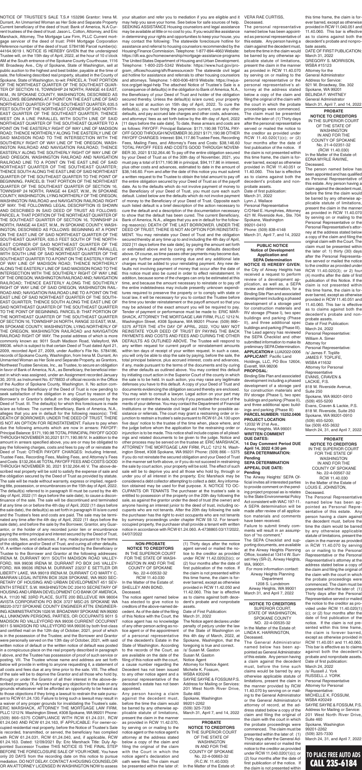NOTICE OF TRUSTEE'S SALE T.S.# 153296 Grantor: Irena M. Durrant, An Unmarried Woman as Her Sole and Separate Property Current beneficiary of the deed of trust: Bank of America, N.A Current trustees of the deed of trust: Jason L. Cotton, Attorney, and Eric Marshack, Attorney, The Mortgage Law Firm, PLLC Current mortgage servicer of the deed of trust: PHH Mortgage Corporation Reference number of the deed of trust: 5784186 Parcel number(s): 44164.9019 I. NOTICE IS HEREBY GIVEN that the undersigned Trustee will, on the 15th day of April, 2022, at the hour of 10 o'clock AM at the South entrance of the Spokane County Courthouse, 1116 W. Broadway Ave., City of Spokane, State of Washington, sell at public auction to the highest and best bidder, payable at the time of sale, the following described real property, situated in the County of Spokane, State of Washington, to-wit: PARCEL A: THAT PORTION OF THE NORTHEAST QUARTER OF THE SOUTHEAST QUARTER OF SECTION 16, TOWNSHIP 24 NORTH, RANGE 44 EAST, W.M., IN SPOKANE COUNTY, WASHINGTON, DESCRIBED AS FOLLOWS: BEGINNING AT A POINT ON THE EAST LINE OF SAID NORTHEAST QUARTER OF THE SOUTHEAST QUARTER, 635.5 FEET SOUTH OF THE NORTHEAST CORNER OF SAID NORTHEAST QUARTER OF THE SOUTHEAST QUARTER; THENCE WEST ON A LINE PARALLEL WITH SOUTH LINE OF SAID NORTHEAST QUARTER OF THE SOUTHEAST QUARTER TO A POINT ON THE EASTERLY RIGHT OF WAY LINE OF MADISON ROAD; THENCE NORTHERLY ALONG THE EASTERLY LINE OF SAID MADISON ROAD TO THE INTERSECTION WITH THE SOUTHERLY RIGHT OF WAY LINE OF THE OREGON, WASHINGTON RAILROAD AND NAVIGATION RAILROAD; THENCE EASTERLY ALONG THE SOUTHERLY RIGHT OF WAY LINE OF SAID OREGON, WASHINGTON RAILROAD AND NAVIGATION RAILROAD LINE TO A POINT ON THE EAST LINE OF SAID NORTHEAST QUARTER OF THE SOUTHEAST QUARTER; THENCE SOUTH ALONG THE EAST LINE OF SAID NORTHEAST QUARTER OF THE SOUTHEAST QUARTER TO THE POINT OF BEGINNING. PARCEL B: THAT PORTION OF THE NORTHEAST QUARTER OF THE SOUTHEAST QUARTER OF SECTION 16, TOWNSHIP 24 NORTH, RANGE 44 EAST, W.M., IN SPOKANE COUNTY, WASHINGTON, LYING NORTHERLY OF THE OREGON, WASHINGTON RAILROAD AND NAVIGATION RAILROAD RIGHT OF WAY. THE FOLLOWING LEGAL DESCRIPTION IS SHOWN AND DESCRIBED IN SAID DEED OF TRUST AS FOLLOWS: PARCEL A: THAT PORTION OF THE NORTHEAST QUARTER OF THE SOUTHEAST QUARTER OF SECTION 16, TOWNSHIP 24 NORTH, RANGE 44 EAST, W.M., IN SPOKANE COUNTY, WASHINGTON, DESCRIBED AS FOLLOWS: BEGINNING AT A POINT ON THE EAST LINE OF SAID NORTHEAST QUARTER OF THE SOUTHEAST QUARTER, 635.5 FEET SOUTH OF THE NORTHEAST CORNER OF SAID NORTHEAST QUARTER OF THE SOUTHEAST QUARTER; THENCE WEST ON A LINE PARALLEL WITH SOUTH LINE OF SAID NORTHEAST QUARTER OF THE SOUTHEAST QUARTER TO A POINT ON THE EASTERLY RIGHT OF WAY LINE OF MADISON ROAD; THENCE NORTHERLY ALONG THE EASTERLY LINE OF SAID MADISON ROAD TO THE INTERSECTION WITH THE SOUTHERLY RIGHT OF WAY LINE OF THE OREGON, WASHINGTON RAILROAD AND NAVIGATION RAILROAD; THENCE EASTERLY ALONG THE SOUTHERLY RIGHT OF WAY LINE OF SAID OREGON, WASHINGTON RAILROAD AND NAVIGATION RAILROAD LINE TO A POINT ON THE EAST LINE OF SAID NORTHEAST QUARTER OF THE SOUTHEAST QUARTER; THENCE SOUTH ALONG THE EAST LINE OF SAID NORTHEAST QUARTER OF THE SOUTHEAST QUARTER TO THE POINT OF BEGINNING. PARCEL B: THAT PORTION OF THE NORTHEAST QUARTER OF THE SOUTHEAST QUARTER OF SECTION 16, TOWNSHIP 24 NORTH, RANGE 33 EAST, W.M., IN SPOKANE COUNTY, WASHINGTON, LYING NORTHERLY OF THE OREGON, WASHINGTON RAILROAD AND NAVIGATION RAILROAD RIGHT OF WAY. The postal address of which is more commonly known as: 9011 South Madison Road, Valleyford, WA 99036. which is subject to that certain Deed of Trust dated April 21, 2009, recorded April 27, 2009, under Auditor's File No. 5784186, records of Spokane County, Washington, from Irena M. Durrant, An Unmarried Woman as Her Sole and Separate Property, as Grantors, Northwest Trustee Services, Inc., as Trustee, to secure an obligation in favor of Bank of America, N.A., as Beneficiary, the beneficial interest in which was assigned, under an Assignment recorded January 30, 2019, as Instrument No. 6778833 of official records in the Office of the Auditor of Spokane County, Washington. II. No action commenced by the Beneficiary of the Deed of Trust is now pending to seek satisfaction of the obligation in any Court by reason of the Borrower's or Grantor's default on the obligation secured by the Deed of Trust. III. The default(s) for which this foreclosure is made is/are as follows: The current Beneficiary, Bank of America, N.A., alleges that you are in default for the following reason(s): THE DEATH OF BORROWER. UNDER THE DEED OF TRUST, THERE IS NOT AN OPTION FOR REINSTATEMENT. Failure to pay when due the following amounts which are now in arrears: PAYOFF: Principal Balance: $171,190.98 TOTAL PRINCIPAL PAYOFF GOOD THROUGH NOVEMBER 30, 2021 $171,190.98 IV. In addition to the amount in arrears specified above, you are or may be obligated to pay the following charges, costs and fees to pay off or reinstate the Deed of Trust: OTHER PAYOFF CHARGES: Including Interest, Trustee Fees, Recording Fees, Mailing Fees, and Attorney's Fees and Costs: $132,264.46 TOTAL PAYOFF FEES AND COSTS GOOD THROUGH NOVEMBER 30, 2021 $132,264.46 V. The above-described real property will be sold to satisfy the expense of sale and the obligation secured by the Deed of Trust as provided by statute. The sale will be made without warranty, express or implied, regarding title, possession, or encumbrances on the 15th day of April, 2022. The default(s) referred to in paragraph III must be cured by the 4th day of April, 2022 (11 days before the sale date), to cause a discontinuance of the sale. The sale will be discontinued and terminated if at any time on or before the 4th day of April, 2022 (11 days before the sale date), the default(s) as set forth in paragraph III is/are cured and the Trustee's fees and costs are paid. The sale may be terminated any time after the 4th day of April, 2022 (11 days before the sale date), and before the sale by the Borrower, Grantor, any Guarantor, or the holder of any recorded junior lien or encumbrance paying the entire principal and interest secured by the Deed of Trust, plus costs, fees, and advances, if any, made pursuant to the terms of the obligation and/or Deed of Trust, and curing all other defaults. VI. A written notice of default was transmitted by the Beneficiary or Trustee to the Borrower and Grantor at the following addresses: IRENA M. DURRANT 9011 SOUTH MADISON ROAD VALLEYFORD, WA 99036 IRENA M. DURRANT PO BOX 245 VALLEYFORD, WA 99036 IRENA M. DURRANT 23237 E SETTLER DR LIBERTY LAKE, WA 99019 IRENA M. DURRANT C/O MARTY C. MARRAN LEGAL INTERN BOX 3528 SPOKANE, WA 9920 SECRETARY OF HOUSING AND URBAN DEVELOPMENT 451 SEVENTH STREET, S.W. WASHINGTON DC 20410 SECRETARY OF HOUSING AND URBAN DEVELOPMENT C/O BANK OF AMERICA, N.A. 11120 NE 33RD PLACE, SUITE 200 BELLEVUE WA 98004 AVISTA CORPORATION PO BOX 3727 MSC-25 SPOKANE WA 98220-3727 SPOKANE COUNTY ENGINEER ATTN: ENGINEERING ADMINISTRATION 1026 W. BROADWAY SPOKANE WA 99260 ALL UNKNOWN PERSONS, PARTIES, OR OCCUPANTS 9011 S MADISON RD VALLEYFORD WA 99036 CURRENT OCCUPANT 9011 S MADISON RD VALLEYFORD WA 99036 by both first-class and certified mail on the 12th day of October, 2021, proof of which is in the possession of the Trustee; and the Borrower and Grantor were personally served on the 13th day of October, 2021, with said written notice of default or the written notice of default was posted in a conspicuous place on the real property described in paragraph I above, and the Trustee has possession of proof of such service or posting. VII. The Trustee whose name and address are set forth below will provide in writing to anyone requesting it, a statement of all costs and fees due at any time prior to the sale. VIII. The effect of the sale will be to deprive the Grantor and all those who hold by, through or under the Grantor of all their interest in the above-described property. IX. Anyone having any objection to the sale on any grounds whatsoever will be afforded an opportunity to be heard as to those objections if they bring a lawsuit to restrain the sale pursuant to RCW 61.24.130. Failure to bring such a lawsuit may result in a waiver of any proper grounds for invalidating the Trustee's sale. ERIC MARSHACK, ATTORNEY THE MORTGAGE LAW FIRM, PLLC 1212 N. Washington Street, #308 Spokane, WA 99201 Phone: (509) 866–5375 COMPLIANCE WITH RCW 61.24.031, RCW 61.24.040 AND RCW 61.24.163, IF APPLICABLE: For owner-occupied residential real property, before the Notice of Trustee's Sale is recorded, transmitted, or served, the beneficiary has complied with RCW 61.24.031, RCW 61.24.040, and, if applicable, RCW 61.24.163. Dated: 12/09/2021 By: Eric Marshack Title: Duly Appointed Successor Trustee THIS NOTICE IS THE FINAL STEP BEFORE THE FORECLOSURE SALE OF YOUR HOME. You have only 20 DAYS from the recording date on this notice to pursue mediation. DO NOT DELAY. CONTACT A HOUSING COUNSELOR OR AN ATTORNEY LICENSED IN WASHINGTON NOW to assess your situation and refer you to mediation if you are eligible and it may help you save your home. See below for safe sources of help. SEEKING ASSISTANCE Housing counselors and legal assistance may be available at little or no cost to you. If you would like assistance in determining your rights and opportunities to keep your house, you may contact the following: The statewide foreclosure hotline for assistance and referral to housing counselors recommended by the Housing Finance Commission. Telephone: 1-877-894-4663 Website: https://dfi.wa.gov/homeownership/mortgage-assistance-programs The United States Department of Housing and Urban Development. Telephone: 1-800-225-5342 Website: https://www.hud.gov/program_offices/housing/sfh/hcc/fc/index.cfm The statewide civil legal aid hotline for assistance and referrals to other housing counselors and attorneys. Telephone: 1-800-606-4819 Website: https://nwjustice.org/get-legal-help The attached Notice of Trustee's Sale is a consequence of default(s) in the obligation to Bank of America, N.A., the Beneficiary of your Deed of Trust and holder of the obligation secured thereby. Unless the default(s) is/are cured, your property will be sold at auction on 15th day of April, 2022. To cure the default(s), you must bring the payments current, cure any other defaults, and pay accrued late charges and other costs, advances, and attorneys' fees as set forth below by the 4th day of April, 2022 [11 days before the sale date]. To date, these arrears and costs are as follows: PAYOFF: Principal Balance: $171,190.98 TOTAL PAYOFF GOOD THROUGH NOVEMBER 30,2021 $171,190.98 OTHER PAYOFF CHARGES: Interest: $94,117.86 Trustee Fees, Recording Fees, Mailing Fees, and Attorney's Fees and Costs: $38,146.60 TOTAL PAYOFF FEES AND COSTS GOOD THROUGH NOVEMBER 30, 2021 $ $132,264.46 To pay off the entire obligation secured by your Deed of Trust as of the 30th day of November, 2021, you must pay a total of $171,190.98 in principal, $94,117.86 in interest, plus other costs and advances, estimated to date in the amount of $38,146.60. From and after the date of this notice you must submit a written request to the Trustee to obtain the total amount to pay off the entire obligation secured by your Deed of Trust as of the payoff date. As to the defaults which do not involve payment of money to the Beneficiary of your Deed of Trust, you must cure each such default. Listed below are the defaults which do not involve payment of money to the Beneficiary of your Deed of Trust. Opposite each such listed default is a brief description of the action necessary to cure the default and a description of the documentation necessary to show that the default has been cured. The current Beneficiary, Bank of America, N.A., alleges that you are in default for the following reason(s): DEATH OF THE LAST BORROWER. UNDER THE DEED OF TRUST, THERE IS NOT AN OPTION FOR REINSTATEMENT. You may reinstate your Deed of Trust and the obligation secured thereby at any time up to and including the 4th day of April, 2022 [11 days before the sale date]. by paying the amount set forth or estimated above and by curing any other defaults described above. Of course, as time passes other payments may become due, and any further payments coming due and any additional late charges must be added to your reinstating payment. Any new defaults not involving payment of money that occur after the date of this notice must also be cured in order to effect reinstatement. In addition, because some of the charges can only be estimated at this time, and because the amount necessary to reinstate or to pay off the entire indebtedness may include presently unknown expenditures required to preserve the property or to comply with state or local law, it will be necessary for you to contact the Trustee before the time you tender reinstatement or the payoff amount so that you may be advised of the exact amount you will be required to pay. Tender of payment or performance must be made to: ERIC MARSHACK, ATTORNEY THE MORTGAGE LAW FIRM, PLLC 1212 N. Washington Street, #308 Spokane, WA 99201 Phone: (509) 866–5375 AFTER THE 4TH DAY OF APRIL, 2022, YOU MAY NOT REINSTATE YOUR DEED OF TRUST BY PAYING THE BACK PAYMENTS AND COSTS AND FEES AND CURING THE OTHER DEFAULTS AS OUTLINED ABOVE. The Trustee will respond to any written request for current payoff or reinstatement amounts within ten days of receipt of your written request. In such a case, you will only be able to stop the sale by paying, before the sale, the total principal balance, plus accrued interest, costs and advances, if any, made pursuant to the terms of the documents and by curing the other defaults as outlined above. You may contest this default by initiating court action in the Superior Court of the county in which the sale is to be held. In such action, you may raise any legitimate defenses you have to this default. A copy of your Deed of Trust and documents evidencing the obligation secured thereby are enclosed. You may wish to consult a lawyer. Legal action on your part may prevent or restrain the sale, but only if you persuade the court of the merits of your defense. You may contact the Department of Financial Institutions or the statewide civil legal aid hotline for possible assistance or referrals. The court may grant a restraining order or injunction to restrain a trustee's sale pursuant to RCW 61.24.130 upon five days' notice to the trustee of the time when, place where, and the judge before whom the application for the restraining order or injunction is to be made. This notice shall include copies of all pleadings and related documents to be given to the judge. Notice and other process may be served on the trustee at: ERIC MARSHACK, ATTORNEY THE MORTGAGE LAW FIRM, PLLC 1212 N. Washington Street, #308 Spokane, WA 99201 Phone: (509) 866 – 5375 If you do not reinstate the secured obligation and your Deed of Trust in the manner set forth above, or if you do not succeed in restraining the sale by court action, your property will be sold. The effect of such sale will be to deprive you and all those who hold by, through or under you of all interest in the property; Eric Marshack may be considered a debt collector attempting to collect a debt. Any information obtained may be used for that purpose. X. NOTICE TO OCCUPANTS OR TENANTS The purchaser at the trustee's sale is entitled to possession of the property on the 20th day following the sale, as against the grantor under the deed of trust (the owner) and anyone having an interest junior to the deed of trust, including occupants who are not tenants. After the 20th day following the sale the purchaser has the right to evict occupants who are not tenants by summary proceedings under chapter RCW 59.12. For tenant-occupied property, the purchaser shall provide a tenant with written notice in accordance with RCW 61.24.060. A-4738865 03/17/2022, 04/07/2022

**NON-PROBATE NOTICE TO CREDITORS**
IN THE SUPERIOR COURT FOR THE STATE OF WASHINGTON IN AND FOR THE COUNTY OF SPOKANE
No. 22-4-00532-32
RCW 11.40.030
In the Matter of the Estate of: SHELLEY ANN BOND, Deceased.

The notice agent named below has elected to give notice to creditors of the above-named decedent. As of the date of the filing of this Notice with the Court, the notice agent has no knowledge of any other person acting as notice agent or of the appointment of a personal representative of the decedent's Estate in the State of Washington. According to the records of the Court, as are available on the date of the filing of this notice with the court, a cause number regarding the Decedent has not been issued to any other notice agent and a personal representative of the decedent's estate has not been appointed.

Any person having a claim against the decedent must, before the time the claim would be barred by any otherwise applicable statute of limitations, present the claim in the manner as provided in RCW 11.42.070, by serving on or mailing to the notice agent or the notice agent's attorney at the address stated below a copy of the claim and filing the original of the claim with the Court in which the notice agent's declaration and oath were filed. The claim must be presented within the later of: (1) Thirty days after the notice agent served or mailed the notice to the creditor as provided under RCW 11.42.020(2)(c); or (2) four months after the date of first publication of the notice. If the claim is not presented within this time frame, the claim is forever barred, except as otherwise provided in RCW 11.42.050 and 11.42.060. This bar is effective as to claims against both the decedent's probate and nonprobate assets.

Date of First Publication: March 31, 2022

The Notice agent declares under penalty of perjury under the law of the State of Washington on this 4th day of March, 2022, at Spokane, Washington, that the foregoing is true and correct.
/s/ Susan M. Gaston
Susan M. Gaston
Notice Agent
Attorney for Notice Agent:
Michelle K. Fossum, WSBA #20249
SAYRE SAYRE & FOSSUM P.S.
Address for Mailing or Services:
201 West North River Drive, Suite 460
Spokane, Washington 99201-2262
(509) 325-7330
March 31, April 7, and 14, 2022

**PROBATE NOTICE TO CREDITORS**
IN THE SUPERIOR COURT OF THE STATE OF WASHINGTON IN AND FOR THE COUNTY OF SPOKANE
No. 22-4-00663-32
(R.C.W. 11.40.030)
In the Matter of the Estate of: VERA RAE CURTISS, Deceased.

The personal representative named below has been appointed as personal representative of this estate. Any person having a claim against the decedent must, before the time the claim would be barred by any otherwise applicable statute of limitations, present the claim in the manner as provided in RCW 11.40.070 by serving on or mailing to the personal representative or the personal representative's attorney at the address stated below a copy of the claim and filing the original of the claim with the court in which the probate proceedings were commenced. The claim must be presented within the later of: (1) Thirty days after the personal representative served or mailed the notice to the creditor as provided under RCW 11.40.020(1)(c); or (2) four months after the date of first publication of the notice. If the claim is not presented within this time frame, the claim is forever barred, except as otherwise provided in RCW 11.40.051 and 11.40.060. This bar is effective as to claims against both the decedent's probate and nonprobate assets.
Date of first publication: March 31, 2022
Lynn J. Wallace
Personal Representative
C/O Neil E. Humphries, Attorney
421 W. Riverside Ave., Ste. 704
Spokane, Washington 99201-0410
Phone: (509) 838-4148
March 31, April 7, and 14, 2022

**PUBLIC NOTICE**
**Notice of Development Application and SEPA Determination**
**NOTICE IS HEREBY GIVEN;** the City of Airway Heights has received a request to perform review of a development application, as well as, a SEPA review and determination, for a Binding Site Plan and associated development including a phased development of a storage yard for construction materials and RV storage (Phase I), two spec buildings and parking (Phase II), and three additional spec buildings and parking (Phase III). The Lead agency has reviewed the SEPA Checklist and other submitted information to make its preliminary SEPA Determination.
**APPLICATION #:** LUA2022-0006
**APPLICANT:** Pacific Land Holdings, LLC, PO Box 12604, Everett, WA 98206
**PROPOSAL:**
Binding Site Plan and associated development including a phased development of a storage yard for construction materials and RV storage (Phase I), two spec buildings and parking (Phase II), and three additional spec buildings and parking (Phase III).
**PARCEL NUMBER: 15252.0406**
**PROJECT LOCATION:**
12032 W 21st Ave., Airway Heights, WA 99001
**WRITTEN COMMENT DUE DATES:**
**14 Day Comment Period DUE April 14, 2022 4:30 pm**
**SEPA DETERMINATION: Pending**
**SEPA DETERMINATION APPEAL DUE DATE: Pending**
The Airway Heights' SEPA Official invites all interested parties to provide comment on the pending project proposal as is relates to the State Environmental Policy Act consistent with WAC 197-11. A SEPA determination will be made after review of all application materials and comments have been received.
Failure to submit timely comments will result in an assumption of "no comment."
The SEPA Checklist and supporting documents, are available at the Airway Heights Planning Office, located at 13414 W. Sunset Hwy (SR-2), Airway Heights, WA, 99001.
For more information contact:
Airway Heights Planning Department
1208 S. Lundstrom
Airway Heights, WA 99001
March 31, and April 7, 2022

**NOTICE TO CREDITORS**
SUPERIOR COURT, STATE OF WASHINGTON, SPOKANE COUNTY
NO. 22-4-00535-32
In the Matter of the Estate of: LINDA K. HARRINGTON, Deceased.

The General Administrator named below has been appointed as General Administrator of this estate. Any person having a claim against the decedent must, before the time such claims would be barred by any otherwise applicable statute of limitations, present the claim in the manner provided by RCW 11.40.070 by serving on or mailing to the General Administrator or the General Administrator's attorney of record, at the address stated below a copy of the claim and filing the original of the claim with the court in which the probate proceedings were commenced. The claim must be presented within the later of: (1) Thirty days after the General Administrator served or mailed the notice to the creditor as provided under RCW 11.040.020(1)(c); or (2) four months after the date of first publication of the notice. If the claim is not presented within this time frame, the claim is forever barred, except as otherwise provided in RCW 11.40.051 and 11.40.060. This bar is effective as to claims against both the decedent's probate and nonprobate assets.
DATE OF FIRST PUBLICATION: March 31, 2022
GREGORY S. MORRISON, WSBA #15123
Attorney for the General Administrator
Address for Service:
921 W. Broadway, Ste. 302
Spokane, WA 99201
BELINDA F. WHITNEY
General Administrator
March 31, April 7, and 14, 2022

**PROBATE NOTICE TO CREDITORS**
IN THE SUPERIOR COURT OF THE STATE OF WASHINGTON IN AND FOR THE COUNTY OF SPOKANE
No. 22-4-02351-32
(RCW 11.40.030)
In the Matter of the Estate of: EDNA MYRLE RAVINE, Deceased.

The person named below has been appointed and has qualified as Personal Representative of this estate. Any person having a claim against the decedent must, before the time the claim would be barred by any otherwise applicable statute of limitations, present the claim in the manner as provided in RCW 11.40.070 by serving on or mailing to the Personal Representative or the Personal Representative's attorney at the address stated below a copy of the claim and filing the original claim with the Court. The claim must be presented within the later of: 1) thirty (30) days after the Personal Representative served or mailed the notice to the creditor as provided under RCW 11.40.020(3); or 2) four (4) months after the date of first publication of this notice. If the claim is not presented within this time frame, the claim is forever barred, except as otherwise provided in RCW 11.40.051 and 11.40.060. This bar is effective as to claims against both the decedent's probate and nonprobate assets.
Date of First Publication: March 24, 2022
Personal Representative: William A. Simer
Attorney for Personal Representative:
/s/ James F. Topliff
JAMES F. TOPLIFF, WSBA #11632
Attorney for Personal Representative
EVANS, CRAVEN & LACKIE, P.S.
818 W. Riverside Avenue, Suite 250
Spokane, WA 99201-0910
(509) 455-5200
Evans, Craven & Lackie, P.S.
818 W. Riverside, Suite 250
Spokane, WA 99201-0910
(509) 455-5200;
fax (509) 455-3632
March 24, 31, and April 7, 2022

**PROBATE NOTICE TO CREDITORS**
IN THE SUPERIOR COURT FOR THE STATE OF WASHINGTON IN AND FOR THE COUNTY OF SPOKANE
No. 22-4-00567-32
RCW 11.40.030
In the Matter of the Estate of LOUIS E. JOHNSTON, Deceased.

The Personal Representative named below has been appointed as Personal Representative of this estate. Any person having a claim against the decedent must, before the time the claim would be barred by any otherwise applicable statute of limitations, present the claim in the manner as provided in RCW 11.40.070 by serving on or mailing to the Personal Representative or the Personal Representative's attorney at the address stated below a copy of the claim and filing the original of the claim with the court in which the probate proceedings were commenced. The claim must be presented within the later of: (1) Thirty days after the Personal Representative served or mailed the notice to the creditor as provided under RCW 11.40.020(1)(c); or (2) four months after the date of first publication of the notice. If the claim is not presented within this time frame, the claim is forever barred, except as otherwise provided in RCW 11.40.051 and 11.40.060. This bar is effective as to claims against both the decedent's probate and nonprobate assets.
Date of first publication: March 24, 2022
/s/ Russell J. York
RUSSELL J. YORK
Personal Representative
Attorney for Personal Representative
MICHELLE K. FOSSUM, WSBA #20249
SAYRE SAYRE & FOSSUM, P.S.
Address for Mailing or Service:
201 West North River Drive, Suite 460
Spokane, Washington 99201-2262
(509) 325-7330
March 24, 31, and April 7, 2022

**TO PLACE FREE AUTO ADS CALL 235-6184**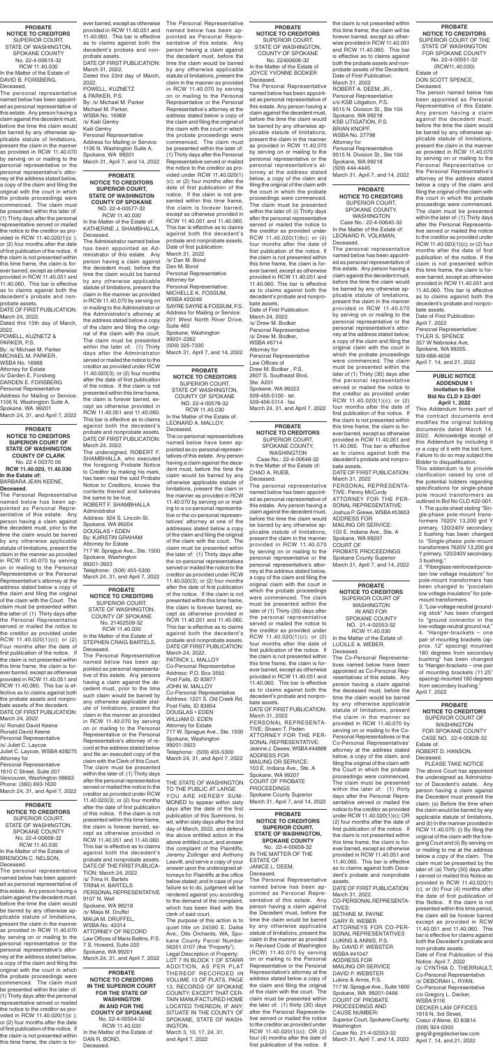**PROBATE NOTICE TO CREDITORS**
SUPERIOR COURT, STATE OF WASHINGTON, SPOKANE COUNTY
No. 22-4-00615-32
RCW 11.40.030

In the Matter of the Estate of DAVID B. FORSBERG, Deceased.

The personal representative named below has been appointed as personal representative of this estate. Any person having a claim against the decedent must, before the time the claim would be barred by any otherwise applicable statute of limitations, present the claim in the manner as provided in RCW 11.40.070 by serving on or mailing to the personal representative or the personal representative's attorney at the address stated below, a copy of the claim and filing the original with the court in which the probate proceedings were commenced. The claim must be presented within the later of: (1) Thirty days after the personal representative served or mailed the notice to the creditor as provided in RCW 11.40.020(1)(c); or (2) four months after the date of first publication of the notice. If the claim is not presented within this time frame, the claim is forever barred, except as otherwise provided in RCW 11.40.051 and 11.40.060. This bar is effective as to claims against both the decedent's probate and nonprobate assets.

DATE OF FIRST PUBLICATION: March 24, 2022.

Dated this 15th day of March, 2022.

POWELL, KUZNETZ & PARKER, P.S.
By: /s/ Michael M. Parker
MICHAEL M. PARKER, WSBA No. 16968
Attorney for Estate
/s/ Darden E. Forsberg
DARDEN E. FORSBERG
Personal Representative
Address for Mailing or Service: 1106 N. Washington Suite A, Spokane, WA 99201
March 24, 31, and April 7, 2022

**PROBATE NOTICE TO CREDITORS**
**SUPERIOR COURT OF STATE OF WASHINGTON COUNTY OF CLARK**
No. 22 4 00370 06
**RCW 11.40.020, 11.40.030**
**In the Estate of:** BARBARA JEAN KEENE, **Deceased.**

The Personal Representative named below has been appointed as Personal Representative of this estate. Any person having a claim against the decedent must, prior to the time the claim would be barred by any otherwise applicable statute of limitations, present the claim in the manner as provided in RCW 11.40.070 by serving on or mailing to the Personal Representative or the Personal Representative's attorney at the address stated below a copy of the claim and filing the original of the claim with the Court. The claim must be presented within the latter of: (1) Thirty days after the Personal Representative served or mailed the notice to the creditor as provided under RCW 11.40.020(1)(c); or (2) Four months after the date of first publication of the notice. If the claim is not presented within this time frame, the claim is forever barred, except as otherwise provided in RCW 11.40.051 and RCW 11.40.060. This bar is effective as to claims against both the probate assets and nonprobate assets of the decedent.

DATE OF FIRST PUBLICATION: March 24, 2022

/s/ Ronald David Keene
Ronald David Keene
Personal Representative
/s/ Juliet C. Laycoe
Juliet C. Laycoe, WSBA #28275
Attorney for Personal Representative
1610 C Street, Suite 207
Vancouver, Washington 98663
Phone: (360) 693-1630
March 24, 31, and April 7, 2022

**PROBATE NOTICE TO CREDITORS**
SUPERIOR COURT, STATE OF WASHINGTON, SPOKANE COUNTY
No. 22-4-00608-32
RCW 11.40.030

In the Matter of the Estate of BRENDON C. NELSON, Deceased.

The personal representative named below has been appointed as personal representative of this estate. Any person having a claim against the decedent must, before the time the claim would be barred by any otherwise applicable statute of limitations, present the claim in the manner as provided in RCW 11.40.070 by serving on or mailing to the personal representative or the personal representative's attorney at the address stated below, a copy of the claim and filing the original with the court in which the probate proceedings were commenced. The claim must be presented within the later of: (1) Thirty days after the personal representative served or mailed the notice to the creditor as provided in RCW 11.40.020(1)(c); or (2) four months after the date of first publication of the notice. If the claim is not presented within this time frame, the claim is forever barred, except as otherwise provided in RCW 11.40.051 and 11.40.060. This bar is effective as to claims against both the decedent's probate and nonprobate assets.

DATE OF FIRST PUBLICATION: March 31, 2022.

Dated this 23rd day of March, 2022.

POWELL, KUZNETZ & PARKER, P.S.
By: /s/ Michael M. Parker
Michael M. Parker, WSBA No. 16968
/s/ Kaili Gentry
Kaili Gentry
Personal Representative
Address for Mailing or Service: 1106 N. Washington Suite A, Spokane, WA 99201
March 31, April 7, and 14, 2022

**PROBATE NOTICE TO CREDITORS SUPERIOR COURT, STATE OF WASHINGTON COUNTY OF SPOKANE**
NO. 22-4-00577-32
RCW 11.40.030

In the Matter of the Estate of: KATHERINE J. SHAMBHALLA, Deceased.

The Administrator named below has been appointed as Administrator of this estate. Any person having a claim against the decedent must, before the time the claim would be barred by any otherwise applicable statute of limitations, present the claim in the manner as provided in RCW 11.40.070 by serving on or mailing to the Administrator or the Administrator's attorney at the address stated below a copy of the claim and filing the original of the claim with the court. The claim must be presented within the later of: (1) Thirty days after the Administrator served or mailed the notice to the creditor as provided under RCW 11.40.020(3); or (2) four months after the date of first publication of the notice. If the claim is not presented within this time frame, the claim is forever barred, except as otherwise provided in RCW 11.40.051 and 11.40.060. This bar is effective as to claims against both the decedent's probate and nonprobate assets.

DATE OF FIRST PUBLICATION: March 24, 2022.

The undersigned, ROBERT F. SHAMBHALLA, who executed the foregoing Probate Notice to Creditor by making his mark, has been read the said Probate Notice to Creditors, knows the contents thereof and believes the same to be true.

ROBERT F. SHAMBHALLA
Administrator
Address: 924 S. Lincoln St. Spokane, WA 99204
DOUGLAS • EDEN
By: KJRSTIN GRAHAM
Attorney for Estate
717 W. Sprague Ave., Ste. 1500
Spokane, Washington 99201-3923
Telephone: (509) 455-5300
March 24, 31, and April 7, 2022

**PROBATE NOTICE TO CREDITORS**
SUPERIOR COURT, STATE OF WASHINGTON, COUNTY OF SPOKANE
No. 21402509-32
RCW 11.40.030

In the Matter of the Estate of STEPHEN CRAIG BARTELS, Deceased.

The Personal Representative named below has been appointed as personal representative of this estate. Any persons having a claim against the decedent must, prior to the time such claim would be barred by any otherwise applicable statute of limitations, present the claim in the manner as provided in RCW 11.40.070 by serving on or mailing to the Personal Representative or the Personal Representative's attorney of record at the address stated below and file an executed copy of the claim with the Clerk of this Court. The claim must be presented within the later of: (1) Thirty days after the personal representative served or mailed the notice to the creditor as provided under RCW 11.40.020(3); or (2) four months after the date of first publication of this notice. If the claim is not presented within this time frame, the claim is forever barred, except as otherwise provided in RCW 11.40.051 and 11.40.060. This bar is effective as to claims against both the decedent's probate and nonprobate assets.

DATE OF THE FIRST PUBLICATION: March 24, 2022
/s/ Trina H. Bartels
TRINA H. BARTELS
PERSONAL REPRESENTATIVE
9107 N. Will
Spokane, WA 99218
/s/ Majia M. Druffel
MAJIA M. DRUFFEL, WSBA No. 43314
ATTORNEY OF RECORD
Law Offices of Maris Baltins, P.S.
7 S. Howard, Suite 220
Spokane, WA 99201
March 24, 31, and April 7, 2022

**PROBATE NOTICE TO CREDITORS IN THE SUPERIOR COURT FOR THE STATE OF WASHINGTON IN AND FOR THE COUNTY OF SPOKANE**
No. 22-4-00554-32
RCW 11.40.030

In the Matter of the Estate of DAN R. BOND, Deceased.

The Personal Representative named below has been appointed as Personal Representative of this estate. Any person having a claim against the decedent must, before the time the claim would be barred by any otherwise applicable statute of limitations, present the claim in the manner as provided in RCW 11.40.070 by serving on or mailing to the Personal Representative or the Personal Representative's attorney at the address stated below a copy of the claim and filing the original of the claim with the court in which the probate proceedings were commenced. The claim must be presented within the later of: (1) Thirty days after the Personal Representative served or mailed the notice to the creditor as provided under RCW 11.40.020(1)(c); or (2) four months after the date of first publication of the notice. If the claim is not presented within this time frame, the claim is forever barred, except as otherwise provided in RCW 11.40.051 and 11.40.060. This bar is effective as to claims against both the decedent's probate and nonprobate assets.

Date of first publication: March 31, 2022
/s/ Dan M. Bond
Dan M. Bond
Personal Representative
Attorney for Personal Representative:
MICHELLE K. FOSSUM, WSBA #20249
SAYRE SAYRE & FOSSUM, P.S.
Address for Mailing or Service: 201 West North River Drive, Suite 460
Spokane, Washington 99201-2262
(509) 325-7330
March 31, April 7, and 14, 2022

**PROBATE NOTICE TO CREDITORS**
SUPERIOR COURT, STATE OF WASHINGTON, COUNTY OF SPOKANE
NO. 22-4-00578-32
RCW 11.40.030

In the Matter of the Estate of: LEONARD A. MALLOY, Deceased.

The co-personal representatives named below have been appointed as co-personal representatives of this estate. Any person having a claim against the decedent must, before the time the claim would be barred by any otherwise applicable statute of limitations, present the claim in the manner as provided in RCW 11.40.070 by serving on or mailing to the co-personal representative or the co-personal representatives' attorney at one of the addresses stated below a copy of the claim and filing the original of the claim with the court. The claim must be presented within the later of: (1) Thirty days after the co-personal representatives served or mailed the notice to the creditor as provided under RCW 11.40.020(3); or (2) four months after the date of first publication of the notice. If the claim is not presented within this time frame, the claim is forever barred, except as otherwise provided in RCW 11.40.051 and 11.40.060. This bar is effective as to claims against both the decedent's probate and nonprobate assets.

DATE OF FIRST PUBLICATION: March 24, 2022.

PATRICK L. MALLOY
Co-Personal Representative
Address: P.O. Box 3592
Post Falls, ID 83877
JOHN W. MALLOY
Co-Personal Representative
Address: 1221 S. Old Creek Rd.
Post Falls, ID 83854
DOUGLAS • EDEN
WILLIAM D. EDEN
Attorney for Estate
717 W. Sprague Ave., Ste. 1500
Spokane, Washington 99201-3923
Telephone: (509) 455-5300
March 24, 31, and April 7, 2022

THE STATE OF WASHINGTON TO THE PUBLIC AT LARGE YOU ARE HEREBY SUMMONED to appear within sixty days after the date of the first publication of this Summons, to wit, within sixty days after the 3rd day of March, 2022, and defend the above entitled action in the above entitled court, and answer the complaint of the Plaintiffs, Jeremy Zollinger and Anthony Leavitt, and serve a copy of your answer upon the undersigned attorneys for Plaintiffs at the office below stated; and in case of your failure so to do, judgment will be rendered against you according to the demand of the complaint, which has been filed with the clerk of said court.

The purpose of this action is to quiet title on 24590 E. Dalke Ave., Otis Orchards, WA, Spokane County Parcel Number 56351.0107 (the "Property"). Legal Description of Property: LOT 7 IN BLOCK 1 OF STARR ADDITION, AS PER PLAT THEREOF RECORDED IN VOLUME 13 OF PLATS, PAGE 13, RECORDS OF SPOKANE COUNTY; EXCEPT THAT CERTAIN MANUFACTURED HOME LOCATED THEREON, IF ANY; SITUATE IN THE COUNTY OF SPOKANE, STATE OF WASHINGTON.

March 3, 10, 17, 24, 31, and April 7, 2022

**PROBATE NOTICE TO CREDITORS**
SUPERIOR COURT, STATE OF WASHINGTON, COUNTY OF SPOKANE
No. 22400606-32

In the Matter of the Estate of JOYCE YVONNE BODKER Deceased.

The Personal Representative named below has been appointed as personal representative of this estate. Any person having a claim against the decedent must, before the time the claim would be barred by any otherwise applicable statute of limitations, present the claim in the manner as provided in RCW 11.40.070 by serving on or mailing to the personal representative or the personal representative's attorney at the address stated below, a copy of the claim and filing the original of the claim with the court in which the probate proceedings were commenced. The claim must be presented within the later of: (i) Thirty days after the personal representative served or mailed the notice to the creditor as provided under RCW 11.40.020(1)9c); or (ii) four months after the date of first publication of the notice. If the claim is not presented within this time frame, the claim is forever barred, except as otherwise provided in RCW 11.40.051 and 11.40.060. This bar is effective as to claims against both the decedent's probate and nonprobate assets.

Date of First Publication: March 24, 2022
/s/ Drew M. Bodker
Personal Representative
/s/ Drew M. Bodker, WSBA #6714
Attorney for Personal Representative
Law Offices of Drew M. Bodker , P.S.
2607 S. Southeast Blvd. Ste. A201
Spokane, WA 99223
509-456-5100 · tel.
509-456-5114 · fax
March 24, 31, and April 7, 2022

**PROBATE NOTICE TO CREDITORS**
SUPERIOR COURT, SPOKANE COUNTY, WASHINGTON
Case No.: 22-4-00648-32

In the Matter of the Estate of: CHAD A. RUEB, Deceased.

The personal representative named below has been appointed as personal representative of this estate. Any person having a claim against the decedent must, before the time the claim would be barred by any otherwise applicable statute of limitations, present the claim in the manner as provided in RCW 11.40.070 by serving on or mailing to the personal representative or the personal representative's attorney at the address stated below, a copy of the claim and filing the original claim with the court in which the probate proceedings were commenced. The claim must be presented within the later of (1) Thirty (30) days after the personal representative served or mailed the notice to the creditor as provided under RCW 11.40.020(1)(c); or (2) four months after the date of first publication of the notice. If the claim is not presented within this time frame, the claim is forever barred, except as otherwise provided in RCW 11.40.051 and 11.40.060. This bar is effective as to claims against both the decedent's probate and nonprobate assets.

DATE OF FIRST PUBLICATION: March 31, 2022.

PERSONAL REPRESENTATIVE: Shawn T. Peden
ATTORNEY FOR THE PERSONAL REPRESENTATIVE: Jeanne J. Dawes, WSBA #44888
ADDRESS FOR MAILING OR SERVICE: 103 E. Indiana Ave., Ste. A Spokane, WA 99207
COURT OF PROBATE PROCEEDINGS
Spokane County Superior
March 31, April 7, and 14, 2022

**PROBATE NOTICE TO CREDITORS SUPERIOR COURT, STATE OF WASHINGTON, SPOKANE COUNTY**
No. 22-4-00658-32

IN THE MATTER OF THE ESTATE OF JANICE L. DEEM, Deceased.

The Personal Representative named below has been appointed as Personal Representative of this estate. Any person having a claim against the Decedent must, before the time the claim would be barred by any otherwise applicable statute of limitations, present the claim in the manner as provided in Revised Code of Washington (RCW) 11.40.070 by serving on or mailing to the Personal Representative or the Personal Representative's attorney at the address stated below a copy of the claim and filing the original of the claim with the court. The claim must be presented within the later of: (1) thirty (30) days after the Personal Representative served or mailed the notice to the creditor as provided under RCW 11.40.020(1)(c); OR (2) four (4) months after the date of first publication of the notice. If the claim is not presented within this time frame, the claim will be forever barred, except as otherwise provided in RCW 11.40.051 and RCW 11.40.060. This bar is effective as to claims against both the probate assets and nonprobate assets of the Decedent.

Date of First Publication: March 31, 2022
ROBERT A. DEEM, JR., Personal Representative
c/o KSB Litigation, P.S.
9515 N. Division St., Ste 104
Spokane, WA 99218
KSB LITIGATION, P.S.
BRIAN KNOPF, WSBA No. 27798
Attorney for Personal Representative
9515 N. Division St., Ste 104
Spokane, WA 99218
(509) 444-4445
March 31, April 7, and 14, 2022

**PROBATE NOTICE TO CREDITORS**
SUPERIOR COURT, SPOKANE COUNTY, WASHINGTON
Case No.: 22-4-00645-32

In the Matter of the Estate of: LEONARD R. VOLKMAN, Deceased.

The personal representative named below has been appointed as personal representative of this estate. Any person having a claim against the decedent must, before the time the claim would be barred by any otherwise applicable statute of limitations, present the claim in the manner as provided in RCW 11.40.070 by serving on or mailing to the personal representative or the personal representative's attorney at the address stated below, a copy of the claim and filing the original claim with the court in which the probate proceedings were commenced. The claim must be presented within the later of (1) Thirty (30) days after the personal representative served or mailed the notice to the creditor as provided under RCW 11.40.020(1)(c); or (2) four months after the date of first publication of the notice. If the claim is not presented within this time frame, the claim is forever barred, except as otherwise provided in RCW 11.40.051 and 11.40.060. This bar is effective as to claims against both the decedent's probate and nonprobate assets.

DATE OF FIRST PUBLICATION: March 31, 2022.

PERSONAL REPRESENTATIVE: Penny McCurdy
ATTORNEY FOR THE PERSONAL REPRESENTATIVE: Joshua P. Grewe, WSBA #53653
ADDRESS FOR MAILING OR SERVICE: 103 E. Indiana Ave., Ste. A Spokane, WA 99207
COURT OF PROBATE PROCEEDINGS
Spokane County Superior
March 31, April 7, and 14, 2022

**PROBATE NOTICE TO CREDITORS**
SUPERIOR COURT OF WASHINGTON IN AND FOR SPOKANE COUNTY
No. 21-4-02553-32
RCW 11.40.030

In the Matter of the Estate of: LUCILLE A. WEBER, Deceased.

The Co-Personal Representatives named below have been appointed as Co-Personal Representatives of this estate. Any person having a claim against the deceased must, before the time the claim would be barred by any otherwise applicable statute of limitations, present the claim in the manner as provided in RCW 11.40.070 by serving on or mailing to the Co-Personal Representatives or the Co-Personal Representatives' attorney at the address stated below, a copy of the claim and filing the original of the claim with the Court in which the probate proceedings were commenced. The claim must be presented within the later of: (1) thirty days after the Co-Personal Representative served or mailed the notice to the creditor as provided under RCW 11.40.020(1)(c); OR (2) four months after the date of first publication of the notice. If the claim is not presented within this time frame, the claim is forever barred, except as otherwise provided in RCW 11.40.051 and 11.40.060. This bar is effective as to claims against both Decedent's probate and nonprobate assets.

DATE OF FIRST PUBLICATION: March 31, 2022.

CO-PERSONAL REPRESENTATIVES:
BETHINE M. PAYNE
GARY R. WEBER
ATTORNEYS FOR CO-PERSONAL REPRESENTATIVES
LUKINS & ANNIS, P.S.
By: DAVID P. WEBSTER, WSBA #41047
ADDRESS FOR MAILING OR SERVICE
DAVID P. WEBSTER
Lukins & Annis, P.S.
717 W. Sprague Ave., Suite 1600
Spokane, WA 99201-0466
COURT OF PROBATE PROCEEDINGS AND CAUSE NUMBER:
Superior Court, Spokane County, Washington
Cause No. 21-4-02553-32
March 31, April 7, and 14, 2022

**PROBATE NOTICE TO CREDITORS**
SUPERIOR COURT OF THE STATE OF WASHINGTON FOR SPOKANE COUNTY
No. 22-4-00551-32
(RCW11.40.030)

Estate of DON SCOTT SPENCE, Deceased.

The person named below has been appointed as Personal Representative of this Estate. Any person having a claim against the decedent must, before the time the claim would be barred by any otherwise applicable statute of limitations, present the claim in the manner as provided in RCW 11.40.070 by serving on or mailing to the Personal Representative or the Personal Representative's attorney at the address stated below a copy of the claim and filing the original of the claim with the court in which the probate proceedings were commenced. The claim must be presented within the later of: (1) Thirty days after the Personal Representative served or mailed the notice to the creditor as provided under RCW 11.40.020(1)(c); or (2) four months after the date of first publication of the notice. If the claim is not presented within this time frame, the claim is forever barred, except as otherwise provided in RCW 11.40.051 and 11.40.060. This bar is effective as to claims against both the decedent's probate and nonprobate assets.

Date of First Publication: April 7, 2022
Personal Representative: TYLER S. SPENCE
357 W Nebraska Ave, Spokane, WA 99205.
509-688-4638
April 7, 14, and 21, 2022

**PUBLIC NOTICE ADDENDUM 1 Invitation to Bid Bid No CLD # 22-001 April 1, 2022**

This Addendum forms part of the contract documents and modifies the original bidding documents dated March 14, 2022. Acknowledge receipt of this Addendum by including it or a copy of it with the bid form. Failure to do so may subject the Bidder to disqualification.

This addendum is to provide clarification raised by one of the potential bidders regarding specifications for single-phase pole mount transformers as outlined in Bid No CLD #22-001.

1. The quote sheet stating "Single-phase pole-mount transformers 7620V 13,200 grd Y primary, 120/240V secondary, 2 bushing has been changed to "Single-phase pole-mount transformers 7620V 13,200 grd Y primary, 120/240V secondary, 3 bushing."

2. "Fiberglass reinforced porcelain low voltage insulators" for pole-mount transformers has been changed to "porcelain low voltage insulators" for pole-mount transformers.

3. "Low-voltage neutral grounding stick" has been changed to "ground connector in the low-voltage neutral ground nut".

4. "Hanger-brackets – one pair of mounting brackets (approx. 12" spacing) mounted 180 degrees from secondary bushing" has been changed to "Hanger-brackets – one pair of mounting brackets (11.25" spacing) mounted 180 degrees from secondary bushing."

April 7, 2022

**PROBATE NOTICE TO CREDITORS**
SUPERIOR COURT OF WASHINGTON FOR SPOKANE COUNTY
CASE NO. 22-4-00628-32

Estate of: ROBERT D. HANSON, Deceased.

PLEASE TAKE NOTICE

The above Court has appointed the undersigned as Administrator of Decedent's estate. Any person having a claim against the Decedent must present the claim: (a) Before the time when the claim would be barred by any applicable statute of limitations, and (b) In the manner provided in RCW 11.40.070: (i) By filing the original of the claim with the foregoing Court and (ii) By serving on or mailing to me at the address below a copy of the claim. The claim must be presented by the later of: (a) Thirty (30) days after I served or mailed this Notice as provided in RCW 11.40.020(1)(c), or (b) Four (4) months after the date of first publication of this Notice. If the claim is not presented within this time period, the claim will be forever barred except as provided in RCW 11.40.051 and 11.40.060. This bar is effective for claims against both the Decedent's probate and non-probate assets.

Date of First Publication of this Notice: April 7, 2022
/s/ CYNTHIA D. THERRIAULT, Co-Personal Representative
/s/ DEBORAH L. RYAN, Co-Personal Representative
c/o Gregory L. Decker, WSBA 9116
DECKER LAW OFFICES
1919 N. 2nd Street, Coeur d'Alene, ID 83814
(509) 924-0303
greg@gregdeckerlaw.com
April 7, 14, and 21, 2022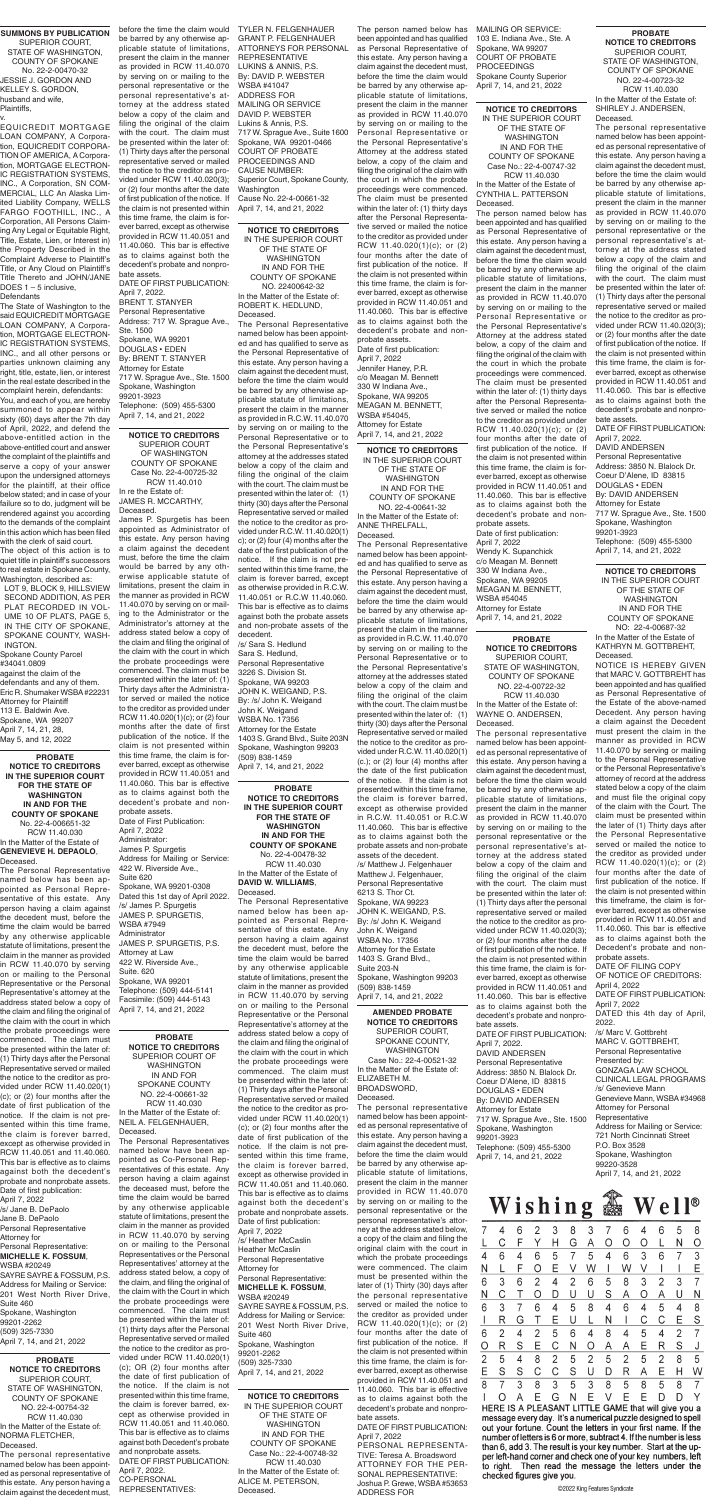**SUMMONS BY PUBLICATION**
SUPERIOR COURT, STATE OF WASHINGTON, COUNTY OF SPOKANE
NO. 22-2-00470-32

JESSIE J. GORDON AND KELLEY S. GORDON, husband and wife,
Plaintiffs,
v.
EQUICREDIT MORTGAGE LOAN COMPANY, A Corporation, EQUICREDIT CORPORATION OF AMERICA, A Corporation, MORTGAGE ELECTRONIC REGISTRATION SYSTEMS, INC., A Corporation, SN COMMERCIAL, LLC An Alaska Limited Liability Company, WELLS FARGO FOOTHILL, INC., A Corporation, All Persons Claiming Any Legal or Equitable Right, Title, Estate, Lien, or Interest in) the Property Described in the Complaint Adverse to Plaintiff's Title, or Any Cloud on Plaintiff's Title Thereto and JOHN/JANE DOES 1 – 5 inclusive,
Defendants

The State of Washington to the said EQUICREDIT MORTGAGE LOAN COMPANY, A Corporation, MORTGAGE ELECTRONIC REGISTRATION SYSTEMS, INC., and all other persons or parties unknown claiming any right, title, estate, lien, or interest in the real estate described in the complaint herein, defendants:

You, and each of you, are hereby summoned to appear within sixty (60) days after the 7th day of April, 2022, and defend the above-entitled action in the above-entitled court and answer the complaint of the plaintiffs and serve a copy of your answer upon the undersigned attorneys for the plaintiff, at their office below stated; and in case of your failure so to do, judgment will be rendered against you according to the demands of the complaint in this action which has been filed with the clerk of said court.

The object of this action is to quiet title in plaintiff's successors to real estate in Spokane County, Washington, described as:

LOT 9, BLOCK 9, HILLSVIEW SECOND ADDITION, AS PER PLAT RECORDED IN VOLUME 10 OF PLATS, PAGE 5, IN THE CITY OF SPOKANE, SPOKANE COUNTY, WASHINGTON.

Spokane County Parcel #34041.0809

against the claim of the defendants and any of them.

Eric R. Shumaker WSBA #22231
Attorney for Plaintiff
113 E. Baldwin Ave.
Spokane, WA 99207

April 7, 14, 21, 28, May 5, and 12, 2022

---

**PROBATE NOTICE TO CREDITORS IN THE SUPERIOR COURT FOR THE STATE OF WASHINGTON IN AND FOR THE COUNTY OF SPOKANE**
No. 22-4-006651-32
RCW 11.40.030

In the Matter of the Estate of: **GENEVIEVE H. DEPAOLO**, Deceased.

The Personal Representative named below has been appointed as Personal Representative of this estate. Any person having a claim against the decedent must, before the time the claim would be barred by any otherwise applicable statute of limitations, present the claim in the manner as provided in RCW 11.40.070 by serving on or mailing to the Personal Representative or the Personal Representative's attorney at the address stated below a copy of the claim and filing of the original of the claim with the court in which the probate proceedings were commenced. The claim must be presented within the later of: (1) Thirty days after the Personal Representative served or mailed the notice to the creditor as provided under RCW 11.40.020(1)(c); or (2) four months after the date of first publication of the notice. If the claim is not presented within this time frame, the claim is forever barred, except as otherwise provided in RCW 11.40.051 and 11.40.060. This bar is effective as to claims against both the decedent's probate and nonprobate assets.

Date of first publication: April 7, 2022

/s/ Jane B. DePaolo
Jane B. DePaolo
Personal Representative

Attorney for Personal Representative:
**MICHELLE K. FOSSUM**, WSBA #20249
SAYRE SAYRE & FOSSUM, P.S.
Address for Mailing or Service:
201 West North River Drive, Suite 460
Spokane, Washington 99201-2262
(509) 325-7330

April 7, 14, and 21, 2022

---

**PROBATE NOTICE TO CREDITORS**
SUPERIOR COURT, STATE OF WASHINGTON, COUNTY OF SPOKANE
NO. 22-4-00754-32
RCW 11.40.030

In the Matter of the Estate of: NORMA FLETCHER, Deceased.

The personal representative named below has been appointed as personal representative of this estate. Any person having a claim against the decedent, must, before the time the claim would be barred by any otherwise applicable statute of limitations, present the claim in the manner as provided in RCW 11.40.070 by serving on or mailing to the personal representative or the personal representative's attorney at the address stated below a copy of the claim and filing the original of the claim with the court. The claim must be presented within the later of: (1) Thirty days after the personal representative served or mailed the notice to the creditor as provided under RCW 11.40.020(3); or (2) four months after the date of first publication of the notice. If the claim is not presented within this time frame, the claim is forever barred, except as otherwise provided in RCW 11.40.051 and 11.40.060. This bar is effective as to claims against both the decedent's probate and nonprobate assets.

DATE OF FIRST PUBLICATION: April 7, 2022.

BRENT T. STANYER
Personal Representative
Address: 717 W. Sprague Ave., Ste. 1500
Spokane, WA 99201

DOUGLAS • EDEN
By: BRENT T. STANYER
Attorney for Estate
717 W. Sprague Ave., Ste. 1500
Spokane, Washington 99201-3923
Telephone: (509) 455-5300

April 7, 14, and 21, 2022

---

**NOTICE TO CREDITORS**
SUPERIOR COURT OF WASHINGTON COUNTY OF SPOKANE
Case No.: 22-4-00725-32
RCW 11.40.010

In the Estate of: JAMES R. MCCARTHY, Deceased.

James P. Spurgetis has been appointed as Administrator of this estate. Any person having a claim against the decedent must, before the time the claim would be barred by any otherwise applicable statute of limitations, present the claim in the manner as provided in RCW 11.40.070 by serving on or mailing to the Administrator or the Administrator's attorney at the address stated below a copy of the claim and filing the original of the claim with the court in which the probate proceedings were commenced. The claim must be presented within the later of: (1) Thirty days after the Administrator served or mailed the notice to the creditor as provided under RCW 11.40.020(1)(c); or (2) four months after the date of first publication of the notice. If the claim is not presented within this time frame, the claim is forever barred, except as otherwise provided in RCW 11.40.051 and 11.40.060. This bar is effective as to claims against both the decedent's probate and nonprobate assets.

Date of First Publication: April 7, 2022

Administrator:
James P. Spurgetis
Address for Mailing or Service:
422 W. Riverside Ave., Suite 620
Spokane, WA 99201-0308

Dated this 1st day of April 2022.

/s/ James P. Spurgetis
JAMES P. SPURGETIS, WSBA #7949
Administrator
JAMES P. SPURGETIS, P.S.
Attorney at Law
422 W. Riverside Ave., Suite. 620
Spokane, WA 99201
Telephone: (509) 444-5141
Facsimile: (509) 444-5143

April 7, 14, and 21, 2022

---

**PROBATE NOTICE TO CREDITORS**
SUPERIOR COURT OF WASHINGTON IN AND FOR SPOKANE COUNTY
NO. 22-4-00661-32
RCW 11.40.030

In the Matter of the Estate of: NEIL A. FELGENHAUER, Deceased.

The Personal Representatives named below have been appointed as Co-Personal Representatives of this estate. Any person having a claim against the deceased must, before the time the claim would be barred by any otherwise applicable statute of limitations, present the claim in the manner as provided in RCW 11.40.070 by serving on or mailing to the Personal Representatives or the Personal Representatives' attorney at the address stated below, a copy of the claim, and filing the original of the claim with the Court in which the probate proceedings were commenced. The claim must be presented within the later of: (1) thirty (30) days after the Personal Representative served or mailed the notice to the creditor as provided under RCW 11.40.020(1)(c); OR (2) four months after the date of first publication of the notice. If the claim is not presented within this time frame, the claim is forever barred, except as otherwise provided in RCW 11.40.051 and 11.40.060. This bar is effective as to claims against both the decedent's probate and nonprobate assets.

DATE OF FIRST PUBLICATION: April 7, 2022.

CO-PERSONAL REPRESENTATIVES:
TYLER N. FELGENHAUER
GRANT F. FELGENHAUER

ATTORNEYS FOR PERSONAL REPRESENTATIVE
LUKINS & ANNIS, P.S.
By: DAVID P. WEBSTER
WSBA #41047

ADDRESS FOR MAILING OR SERVICE
DAVID P. WEBSTER
Lukins & Annis, P.S.
717 W. Sprague Ave., Suite 1600
Spokane, WA 99201-0466

COURT OF PROBATE PROCEEDINGS AND CAUSE NUMBER:
Superior Court, Spokane County, Washington
Cause No. 22-4-00661-32

April 7, 14, and 21, 2022

---

**NOTICE TO CREDITORS**
IN THE SUPERIOR COURT OF THE STATE OF WASHINGTON IN AND FOR THE COUNTY OF SPOKANE
NO. 22400642-32

In the Matter of the Estate of: ROBERT K. HEDLUND, Deceased.

The Personal Representative named below has been appointed and has qualified to serve as the Personal Representative of this estate. Any person having a claim against the decedent must, before the time such claim would be barred by any otherwise applicable statute of limitations, present the claim in the manner as provided in R.C.W. 11.40.070 by serving on or mailing to the Personal Representative or the Personal Representative's attorney at the addresses stated below a copy of the claim and filing the original of the claim with the Court. The claim must be presented within the later of: (1) thirty (30) days after the Personal Representative served or mailed the notice to the creditor as provided under R.C.W. 11.40.020(1)(c); or (2) four (4) months after the date of first publication of the notice. If the claim is not presented within this time frame, the claim is forever barred, except as otherwise provided in R.C.W. 11.40.051 or R.C.W. 11.40.060. This bar is effective as to claims against both the probate assets and non-probate assets of the decedent.

/s/ Sara S. Hedlund
Sara S. Hedlund,
Personal Representative
3226 S. Division St.
Spokane, WA 99203

JOHN K. WEIGAND, P.S.
By: /s/ John K. Weigand
John K. Weigand
WSBA No. 17356
Attorney for the Estate
1403 S. Grand Blvd., Suite 203N
Spokane, Washington 99203
(509) 838-1459

April 7, 14, and 21, 2022

---

**PROBATE NOTICE TO CREDITORS IN THE SUPERIOR COURT FOR THE STATE OF WASHINGTON IN AND FOR THE COUNTY OF SPOKANE**
No. 22-4-00478-32
RCW 11.40.030

In the Matter of the Estate of **DAVID W. WILLIAMS**, Deceased.

The Personal Representative named below has been appointed as Personal Representative of this estate. Any person having a claim against the decedent must, before the time the claim would be barred by any otherwise applicable statute of limitations, present the claim in the manner as provided in RCW 11.40.070 by serving on or mailing to the Personal Representative or the Personal Representative's attorney at the address stated below a copy of the claim and filing the original of the claim with the court in which the probate proceedings were commenced. The claim must be presented within the later of: (1) Thirty days after the Personal Representative served or mailed the notice to the creditor as provided under RCW 11.40.020(1)(c); or (2) four months after the date of first publication of the notice. If the claim is not presented within this time frame, the claim is forever barred, except as otherwise provided in RCW 11.40.051 and 11.40.060. This bar is effective as to claims against both the decedent's probate and nonprobate assets.

Date of first publication: April 7, 2022

/s/ Heather McCaslin
Heather McCaslin
Personal Representative

Attorney for Personal Representative:
**MICHELLE K. FOSSUM**, WSBA #20249
SAYRE SAYRE & FOSSUM, P.S.
Address for Mailing or Service:
201 West North River Drive, Suite 460
Spokane, Washington 99201-2262
(509) 325-7330

April 7, 14, and 21, 2022

---

**NOTICE TO CREDITORS**
IN THE SUPERIOR COURT OF THE STATE OF WASHINGTON IN AND FOR THE COUNTY OF SPOKANE
Case No.: 22-4-00748-32
RCW 11.40.030

In the Matter of the Estate of: ALICE M. PETERSON, Deceased.

The person named below has been appointed and has qualified as Personal Representative of this estate. Any person having a claim against the decedent must, before the time the claim would be barred by any otherwise applicable statute of limitations, present the claim in the manner as provided in RCW 11.40.070 by serving on or mailing to the Personal Representative or the Personal Representative's Attorney at the address stated below, a copy of the claim and filing the original of the claim with the court in which the probate proceedings were commenced. The claim must be presented within the later of: (1) thirty days after the Personal Representative served or mailed the notice to the creditor as provided under RCW 11.40.020(1)(c); or (2) four months after the date of first publication of the notice. If the claim is not presented within this time frame, the claim is forever barred, except as otherwise provided in RCW 11.40.051 and 11.40.060. This bar is effective as to claims against both the decedent's probate and nonprobate assets.

Date of first publication: April 7, 2022

Jennifer Haney, P.R.
c/o Meagan M. Bennett
330 W Indiana Ave.,
Spokane, WA 99205

MEAGAN M. BENNETT, WSBA #54045,
Attorney for Estate

April 7, 14, and 21, 2022

---

**NOTICE TO CREDITORS**
IN THE SUPERIOR COURT OF THE STATE OF WASHINGTON IN AND FOR THE COUNTY OF SPOKANE
NO. 22-4-00641-32

In the Matter of the Estate of: ANNE THRELFALL, Deceased.

The Personal Representative named below has been appointed and has qualified to serve as the Personal Representative of this estate. Any person having a claim against the decedent must, before the time such claim would be barred by any otherwise applicable statute of limitations, present the claim in the manner as provided in R.C.W. 11.40.070 by serving on or mailing to the Personal Representative or the Personal Representative's attorney at the addresses stated below a copy of the claim and filing the original of the claim with the Court. The claim must be presented within the later of: (1) thirty (30) days after the Personal Representative served or mailed the notice to the creditor as provided under R.C.W. 11.40.020(1)(c); or (2) four (4) months after the date of first publication of the notice. If the claim is not presented within this time frame, the claim is forever barred, except as otherwise provided in R.C.W. 11.40.051 or R.C.W. 11.40.060. This bar is effective as to claims against both the probate assets and non-probate assets of the decedent.

/s/ Matthew J. Felgenhauer
Matthew J. Felgenhauer,
Personal Representative
6213 S. Thor Ct.
Spokane, WA 99223

JOHN K. WEIGAND, P.S.
By: /s/ John K. Weigand
John K. Weigand
WSBA No. 17356
Attorney for the Estate
1403 S. Grand Blvd., Suite 203-N
Spokane, Washington 99203
(509) 838-1459

April 7, 14, and 21, 2022

---

**AMENDED PROBATE NOTICE TO CREDITORS**
SUPERIOR COURT, SPOKANE COUNTY, WASHINGTON
Case No.: 22-4-00521-32

In the Matter of the Estate of: ELIZABETH M. BROADSWORD, Deceased.

The personal representative named below has been appointed as personal representative of this estate. Any person having a claim against the decedent must, before the time the claim would be barred by any otherwise applicable statute of limitations, present the claim in the manner as provided in RCW 11.40.070 by serving on or mailing to the personal representative or the personal representative's attorney at the address stated below, a copy of the claim and filing the original claim with the court in which the probate proceedings were commenced. The claim must be presented within the later of (1) Thirty (30) days after the personal representative served or mailed the notice to the creditor as provided under RCW 11.40.020(1)(c) or (2) four months after the date of first publication of the notice. If the claim is not presented within this time frame, the claim is forever barred, except as otherwise provided in RCW 11.40.051 and 11.40.060. This bar is effective as to claims against both the decedent's probate and nonprobate assets.

DATE OF FIRST PUBLICATION: April 7, 2022

PERSONAL REPRESENTATIVE: Teresa A. Broadsword

ATTORNEY FOR THE PERSONAL REPRESENTATIVE: Joshua P. Grewe, WSBA #53653

ADDRESS FOR MAILING OR SERVICE: 103 E. Indiana Ave., Ste. A
Spokane, WA 99207

COURT OF PROBATE PROCEEDINGS
Spokane County Superior

April 7, 14, and 21, 2022

---

**NOTICE TO CREDITORS**
IN THE SUPERIOR COURT OF THE STATE OF WASHINGTON IN AND FOR THE COUNTY OF SPOKANE
Case No.: 22-4-00747-32
RCW 11.40.030

In the Matter of the Estate of: CYNTHIA L. PATTERSON, Deceased.

The person named below has been appointed and has qualified as Personal Representative of this estate. Any person having a claim against the decedent must, before the time the claim would be barred by any otherwise applicable statute of limitations, present the claim in the manner as provided in RCW 11.40.070 by serving on or mailing to the Personal Representative or the Personal Representative's Attorney at the address stated below, a copy of the claim and filing the original of the claim with the court in which the probate proceedings were commenced. The claim must be presented within the later of: (1) thirty days after the Personal Representative served or mailed the notice to the creditor as provided under RCW 11.40.020(1)(c); or (2) four months after the date of first publication of the notice. If the claim is not presented within this time frame, the claim is forever barred, except as otherwise provided in RCW 11.40.051 and 11.40.060. This bar is effective as to claims against both the decedent's probate and nonprobate assets.

Date of first publication: April 7, 2022

Wendy K. Supanchick
c/o Meagan M. Bennett
330 W Indiana Ave.,
Spokane, WA 99205

MEAGAN M. BENNETT, WSBA #54045
Attorney for Estate

April 7, 14, and 21, 2022

---

**PROBATE NOTICE TO CREDITORS**
SUPERIOR COURT, STATE OF WASHINGTON, COUNTY OF SPOKANE
NO. 22-4-00722-32
RCW 11.40.030

In the Matter of the Estate of: WAYNE O. ANDERSEN, Deceased.

The personal representative named below has been appointed as personal representative of this estate. Any person having a claim against the decedent, must, before the time the claim would be barred by any otherwise applicable statute of limitations, present the claim in the manner as provided in RCW 11.40.070 by serving on or mailing to the personal representative or the personal representative's attorney at the address stated below a copy of the claim and filing the original of the claim with the court. The claim must be presented within the later of: (1) Thirty days after the personal representative served or mailed the notice to the creditor as provided under RCW 11.40.020(3); or (2) four months after the date of first publication of the notice. If the claim is not presented within this time frame, the claim is forever barred, except as otherwise provided in RCW 11.40.051 and 11.40.060. This bar is effective as to claims against both the decedent's probate and nonprobate assets.

DATE OF FIRST PUBLICATION: April 7, 2022.

DAVID ANDERSEN
Personal Representative
Address: 3850 N. Blalock Dr.
Coeur D'Alene, ID 83815

DOUGLAS • EDEN
By: DAVID ANDERSEN
Attorney for Estate
717 W. Sprague Ave., Ste. 1500
Spokane, Washington 99201-3923
Telephone: (509) 455-5300

April 7, 14, and 21, 2022

---

**PROBATE NOTICE TO CREDITORS**
SUPERIOR COURT, STATE OF WASHINGTON, COUNTY OF SPOKANE
NO. 22-4-00723-32
RCW 11.40.030

In the Matter of the Estate of: SHIRLEY J. ANDERSEN, Deceased.

The personal representative named below has been appointed as personal representative of this estate. Any person having a claim against the decedent, must, before the time the claim would be barred by any otherwise applicable statute of limitations, present the claim in the manner as provided in RCW 11.40.070 by serving on or mailing to the personal representative or the personal representative's attorney at the address stated below a copy of the claim and filing the original of the claim with the court. The claim must be presented within the later of: (1) Thirty days after the personal representative served or mailed the notice to the creditor as provided under RCW 11.40.020(3); or (2) four months after the date of first publication of the notice. If the claim is not presented within this time frame, the claim is forever barred, except as otherwise provided in RCW 11.40.051 and 11.40.060. This bar is effective as to claims against both the decedent's probate and nonprobate assets.

DATE OF FIRST PUBLICATION: April 7, 2022.

DAVID ANDERSEN
Personal Representative
Address: 3850 N. Blalock Dr.
Coeur D'Alene, ID 83815

DOUGLAS • EDEN
By: DAVID ANDERSEN
Attorney for Estate
717 W. Sprague Ave., Ste. 1500
Spokane, Washington 99201-3923
Telephone: (509) 455-5300

April 7, 14, and 21, 2022

---

**NOTICE TO CREDITORS**
IN THE SUPERIOR COURT OF THE STATE OF WASHINGTON IN AND FOR THE COUNTY OF SPOKANE
NO. 22-4-00687-32

In the Matter of the Estate of: KATHRYN M. GOTTBRECHT, Deceased.

NOTICE IS HEREBY GIVEN that MARC V. GOTTBRECHT has been appointed and qualified as Personal Representative of the Estate of the above-named Decedent. Any person having a claim against the Decedent must present the claim in the manner as provided in RCW 11.40.070 by serving or mailing to the Personal Representative or the Personal Representative's attorney of record at the address stated below a copy of the claim and must file the original copy of the claim with the Court. The claim must be presented within the later of (1) Thirty days after the Personal Representative served or mailed the notice to the creditor as provided under RCW 11.40.020(1)(c); or (2) four months after the date of first publication of the notice. If the claim is not presented within this timeframe, the claim is forever barred, except as otherwise provided in RCW 11.40.051 and 11.40.060. This bar is effective as to claims against both the Decedent's probate and nonprobate assets.

DATE OF FILING COPY OF NOTICE OF CREDITORS: April 4, 2022

DATE OF FIRST PUBLICATION: April 7, 2022

DATED this 4th day of April, 2022.

/s/ Marc V. Gottbreht
MARC V. GOTTBRECHT,
Personal Representative

Presented by:
GONZAGA LAW SCHOOL CLINICAL LEGAL PROGRAMS
/s/ Genevieve Mann
Genevieve Mann, WSBA #34968
Attorney for Personal Representative
Address for Mailing or Service:
721 North Cincinnati Street
P.O. Box 3528
Spokane, Washington 99220-3528

April 7, 14, and 21, 2022

---

# Wishing Well®

| 7 | 4 | 6 | 2 | 3 | 8 | 3 | 7 | 6 | 4 | 6 | 5 | 8 |
|---|---|---|---|---|---|---|---|---|---|---|---|---|
| L | C | F | Y | H | G | A | O | O | O | L | N | O |
| 4 | 6 | 4 | 6 | 5 | 7 | 5 | 4 | 6 | 3 | 6 | 7 | 3 |
| N | L | F | O | E | V | W | I | W | V | I | I | E |
| 6 | 3 | 6 | 2 | 4 | 2 | 6 | 5 | 8 | 3 | 2 | 3 | 7 |
| N | C | T | O | D | U | U | S | A | O | A | U | N |
| 6 | 3 | 7 | 6 | 4 | 5 | 8 | 4 | 6 | 4 | 5 | 4 | 8 |
| I | R | G | T | E | U | L | N | I | C | C | E | S |
| 6 | 2 | 4 | 2 | 5 | 6 | 4 | 8 | 4 | 5 | 4 | 2 | 7 |
| O | R | S | E | C | N | O | A | A | E | R | S | J |
| 2 | 5 | 4 | 8 | 2 | 5 | 2 | 5 | 2 | 5 | 2 | 8 | 5 |
| E | S | S | C | S | D | D | R | A | E | H | W | |
| 8 | 7 | 3 | 8 | 3 | 5 | 3 | 8 | 5 | 8 | 5 | 8 | 7 |
| I | O | A | E | G | N | E | V | E | E | D | D | Y |

HERE IS A PLEASANT LITTLE GAME that will give you a message every day. It's a numerical puzzle designed to spell out your fortune. Count the letters in your first name. If the number of letters is 6 or more, subtract 4. If the number is less than 6, add 3. The result is your key number. Start at the upper left-hand corner and check one of your key numbers, left to right. Then read the message the letters under the checked figures give you.

©2022 King Features Syndicate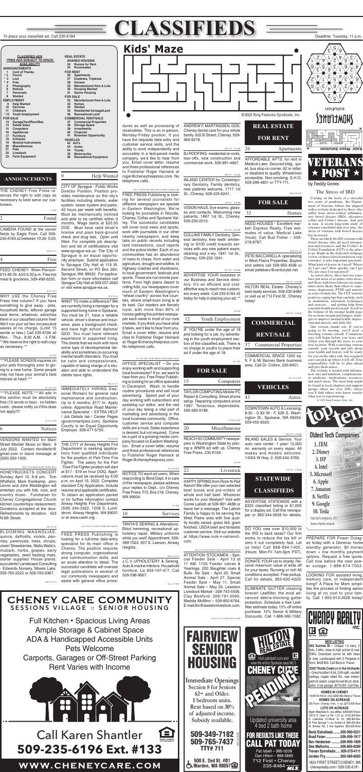# CLASSIFIEDS

To place your classified ad. Call 235-6184 — Deadline: Tuesday, 11 a.m.

## CLASSIFIED ADS
**\*FREE ADS SUBJECT TO SPACE AVAILABILITY**

**ANNOUNCEMENTS**
- 1 Card of Thanks
- \* 2 Found
- \* 3 Lost
- \* 4 Free
- 5 Photography
- 6 Notices
- 7 Personals
- 8 Wanted

**EMPLOYMENT**
- 9 Help Wanted
- 10 Services
- 11 Childcare
- \* 12 Youth Employment

**FOR SALE**
- 13 Garage/Yard/Rum/Baz.
- 14 Estate Sales
- 15 Computers
- 16 Appliances
- 17 Furniture
- 18 Antiques
- 19 Musical Instruments
- 20 Miscellaneous
- 21 Pets
- 22 Livestock
- 23 Farm Equipment

**REAL ESTATE**

**SHARED HOUSING**
- 24 Rooms for Rent
- 25 Roommates

**FOR RENT**
- 26 Apartments
- 27 Duplexes, Triplexes
- 28 Houses
- 29 Manufactured Hms & Lots
- 30 Housing Wanted
- 31 Senior Housing

**FOR SALE**
- 32 Manufactured Hms & Lots
- 33 Homes
- 34 Wanted
- 35 Residential Acreage/Land
- 36 Recreational Land

**COMMERCIAL RENT/SALE**
- 37 Commercial Properties
- 38 Storage Space
- 39 Investments
- 40 Financial
- 41 Business Opportunity

**VEHICLES**
- 42 4x4's
- 43 Autos
- 44 Trucks
- 45 Motorcycles
- 46 Recreational Equipment

## ANNOUNCEMENTS

THE CHENEY Free Press reserves the right to edit copy as necessary to best serve our customers.

### 2 Found

CAMERA FOUND at the soccer fields by Eagle Point. Call 509-235-6184 x2 between 10:30- 5:00.

### 4 Free

FEED CHENEY- Wren-Pierson-615 4th St. 4/25 5:30 p.m. Free hot meal & groceries. 509-498-9250.

WHY USE the Cheney Free Press free column? If you have something to give away - pets, household items, leftover garage sale items, whatever, advertise them in our classified column free! We'll run your ad two consecutive weeks at no charge. (Limit 15 words or less.) Call 235-6184 x0 Mon. - Thur., 8:30 A.M. - 5 P.M. \*\*We reserve the right to edit copy as necessary. \*\*

\*\*\*PLEASE SCREEN inquiries on your pets thoroughly prior to giving to a new home. Some people may not have your animal's best interest at heart.\*\*\*

\*\*\*PLEASE NOTE:\*\*\*All ads in this section must be absolutely free (15 words or less) - no hidden costs - please notify us if this does not apply!!!!

### 6 Notices

VENDORS WANTED for Main Street Market/ Music on Main. 9 July 2022. Contact ritzvilleritz@gmail.com or leave message at (509) 659-1950.

HONEYBUCKETS CONCERT Sunday April 10, 6-8 pm. Tom Whitfield, Mark Kreilkamp, Jeno Leone and John Waddington will entertain you with folk, rock, and country music. Fundraiser for Cheney Congregational Church kitchen countertops replacement. Donations accepted at the door. Refreshments by donation. 423 N.6th Street.

BLOOMING MAGNOLIAS, quince, daffodils, violets, peonies, perennials, trees, shrubs, vines! Strawberries, Walla Walla's, rhubarb, herbs, grapes, early vegetables, seed heating mats, starter supplies! House plants, succulents! Landscape Consulting - Edwards Nursery, Moses Lake. 509-760-2222 or 509-765-6367.

### 9 Help Wanted

CITY OF Sprague - Public Works Director Position. Position provides maintenance on the city's facilities including streets, water system, sewer system and parks. 40 hours per week with benefits. Must be mechanically inclined and able to be certified within 9 months. Wage starts at $20.00 DOE. Must have valid driver's license and pass back-ground check and drug test. Open until filled. For complete job description and list of certifications visit www.sprague-wa.us. The City of Sprague is an equal opportunity employer. Submit application to Sprague City Hall at 119 W. Second Street, or PO Box 264, Sprague, WA 99032. For application form or more information call Sprague City Hall at 509-257-2662 or visit www.sprague-wa.us.

WANT TO make a difference? We are currently hiring a manager for a supported living home in Spokane. You must be 21, have a reliable vehicle, driver's license and insurance, pass a background check, and have high school diploma/GED. You must have relevant experience in supported living. The clients that we work with have some type of developmental disability and sometimes co-occurring mental health disorders. You must be calm and compassionate, capable of taking charge of a situation and able to understand the clients have rights.

IMMEDIATELY HIRING Seasonal Workers for general road maintenance and construction. Up to 6 months; $17/ hr. Apply online: Apprentice Road Maintenance Specialist – EXTRA HELP | Job Details tab | Career Pages (governmentjobs.com). Spokane County is an Equal Opportunity Employer. 509-477-5750.

THE CITY of Airway Heights Fire Department is seeking applications from qualified individuals for the position of Part-Time Fire Fighter. The salary for the Part -Time Fire Fighter position will start at $17 - $19 an hour DOQ. Applications must be received by 4:00 p.m. on April 15, 2022. Complete standard City Application; include resume and applicable certificates. To obtain an application packet or for further information contact Airway Heights Fire Department. (509) 244-3322, 1208 S. Lundstrom, Airway Heights, WA 99001 or at www.cawh.org .

FREE PRESS Publishing is looking for a full-time data-entry specialist for its main office in Cheney. The position requires strong computer, organizational and communication skills, and an acute attention to detail. The successful candidate will oversee legal publications in several of our community newspapers and assist with general office procedures as well as processing of receivables. This is an in-person, Monday-Friday position. If you have the requisite data entry and customer service skills, and the ability to work independently and accurately in a fast-paced media company, we'd like to hear from you. Email cover letter, resume and three professional references to Publisher Roger Harnack at roger@cheneyfreepress.com. No telephone calls.

FREE PRESS Publishing is looking for several journalists for different newspapers we operate in Eastern Washington. We're looking for journalists in Ritzville, Cheney, Colfax and Spokane Valley. The successful candidates will cover local news and sports, work with journalists in our other nearby newspapers, and keep tabs on public records including land transactions, court reports and the police blotter. Each of our communities has an abundance of news to chase, from water and agriculture, drought and wildfire, to highway crashes and shutdowns, to local government, festivals and sports. These are not remote positions. From high plains desert to rolling hills, our newspapers cover much of Eastern Washington's "wheat country" across five counties, where small-town living is at its best. Our readers are fiercely loyal, with more than 80% of homes getting the printed newspaper each week in most of our core markets. If you think you have what it takes, we'd like to hear from you. Email a cover letter, resume and clips to Publisher Roger Harnack at Roger@cheneyfreepress.com. No telephone calls.

OFFICE SPECIALIST – Do you enjoy working with and supporting local businesses? If so, we want to hear from you. Free Press Publishing is looking for an office specialist in Davenport, Wash. to handle routine procedures and sell local advertising. Spend part of your day working with subscribers and assisting our editor, and the rest of your day being a vital part of marketing and advertising in the local business community. Office, customer service and computer skills are a must. Sales experience is desired, but not required. Come be a part of a growing media company focused on Eastern Washington. Email a cover letter, resume and three professional references to Publisher Roger Harnack at Roger@cheneyfreepress.com.

NOTICE TO want ad users: When responding to Blind Dept. # in care of this newspaper, please address your replies to Dept., c/o Cheney Free Press, P.O. Box 218, Cheney, WA 99004.

### 10 Services

TANYA'S SEWING & Alterations. Blind hemming, recreational upholstery repair. Military uniforms while you wait! Appointment, 509-389-7022. 607 S. Lawson, Airway Heights.

J.C.'s UPHOLSTERY & Sewing. Auto & marine interiors. Household furniture. Lic 604-197-477. Call 509-598-9667.

ANDREW F. MARTINSSEN, DDS. Cheney dental care for your whole family. 625 B Street, Cheney. 509-960-6018.

BJ ROOFING- residential re-roofs, tear-offs, new construction and commercial work. 509-991-4667.

INLAND CENTER for Contemporary Dentistry. Family dentistry, new patients welcome. 1717 1st St., Cheney. 509-235-6241.

VISION HAUS. Eye exams, glasses and contacts. Welcoming new patients. 1867 1st St., Cheney. 509-235-2010.

COLLINS FAMILY Dentistry. General dentistry, free teeth whitening or $100 credit towards services with any new patient exam, cleaning and x-ray. 1841 1st St., Cheney. 509-235-1841.

ADVERTISE YOUR business in our Business and Service directory. It's an efficient and cost-effective way to reach new customers every week. Call 235-6184 x6 today for help in placing your ad. \*\*

### 12 Youth Employment

IF YOU'RE under the age of 18 and looking for a job, try advertising in the youth employment section of the classified ads. There is no charge to youths to place their ad if under the age of 18.

## FOR SALE

### 15 Computers

TAYLOR COMPUTING Mobile PC Repair & Consulting. Smart phone setup. Repairing computers since 1987. Tenacious, dependable. 509-280-9198.

### 20 Miscellaneous

REACH 93 COMMUNITY newspapers in Washington State by placing a WNPA ad with us. Cheney Free Press, 235-6184.

### 22 Livestock

HAPPY SPRING from Rock-N-Rail Ranch! We offer your own selected beef boxes and pre-orders of whole and half beef. Whatever works for your lifestyle? Visit with Coree Labish at 509-981-4688 or leave her a message. The Labish Family is happy to be serving the West Plains area with fine quality locally raised, grass fed, grain finished, USDA beef and fantastic customer service. Visit our website at https://www.rock-n-railranch.com.

ATTENTION STOCKMEN - Special Feeder Sale - April 13 at 11 AM. 1100 Feeder calves & Yearlings, 200 Slaughter cows & Bulls. No Sale - April 20. Small Animal Sale - April 27. Special Feeder Sale – May 11. Small Animal Sale – May 25. Lewiston Livestock Market - 208-743-5506, Clay Bickford- 208-791-5090, Maddie McMinn – 509-850-6764. E-mail llm@lewistonlivestock.com.

## REAL ESTATE

## FOR RENT

### 26 Apartments

AFFORDABLE APTS. for rent in Medical Lake. Secured bldg., quiet, bus stop on corner, 62 or older, or disabled to qualify. Wheelchair accessible. Non-smoking. E.H.O. 509-299-4801 or TTY-711.

## FOR SALE

### 33 Homes

NEED HOUSES - Excellent market! Express Realty. Free estimates of value. Medical Lake (local). Call Bud Fisher – 509-218-8787.

PETE BACCARELLA- specializing in West Plains Properties. Buyers and sellers call 509-953-4598 or email petebacc@centurytel.net.

HILTON REAL Estate- Cheney's best realty services. 509-235-8484 or visit us at 712 First St., Cheney today!

## COMMERCIAL RENT/SALE

### 37 Commercial Properties

COMMERCIAL SPACE 1200 sq. ft. F & W/ Banner Bank business area. Call Dr. Collins, 235-8451.

## VEHICLES

### 43 Autos.

DOWNTOWN AUTO & Licensing. 8:30 - 5:30/ M - F. 628 S. Washington St., Spokane, WA 99204. 509-455-8320.

INLAND SALES & Service. Your auto care center. 1 year/ 12,000 mi. warranty on every repair. All makes and models welcome. 14024 W Hwy. 2. 509-244-3768.

## STATEWIDE CLASSIFIEDS

ADVERTISE STATEWIDE with a $325 classified listing or $1,600 for a display ad. Call this newspaper or 360-344-2938 for details.

DO YOU owe over $10,000 to the IRS in back taxes? Our firm works to reduce the tax bill or zero it out completely fast. Let us help! Call 888-994-1405. (Hours: Mon-Fri 7am-5pm PST).

DONATE YOUR car to charity. Receive maximum value of write off for your taxes. Running or not! All conditions accepted. Free pickup. Call for details, 855-635-4229.

ELIMINATE GUTTER cleaning forever! LeafFilter, the most advanced debris-blocking gutter protection. Schedule a free LeafFilter estimate today. 15% off entire purchase. 10% Senior & Military Discounts. Call 1-888-360-1582.

PREPARE FOR Power Outages today with a Generac home standby generator. $0 money down + low monthly payment options. Request a free quote. Call now before the next power outage: 1-888-674-7053.

LOOKING FOR assisted living, memory care, or independent living? A Place for Mom simplifies the process of finding senior living at no cost to your family. Call 1-855-913-2628 today!

## Kids' Maze

©2022 King Features Syndicate, Inc.

## VETERANS ★ POST ★

by Freddy Groves

### The Stress of IBD

Coming on the heels of a stressful two years of pandemic, the Department of Veterans Affairs has aligned with a website dedicated to those who suffer from stress-related inflammatory bowel disease (IBD), ulcerative colitis and Crohn's disease. And just in time. A recent long-term study of veterans concluded that over time, the stress of veterans with bowel disease has increased.

There are likely 66,000 veterans with bowel disease who all need information and resources, and the Crohn's & Colitis Foundation (CCF) is the place to go. Right on the dedicated webpage (www.crohnscolitisfoundation.org/veterans), it asks important questions: What kind of doctor do I need? Where do I get care? How quickly can I get VA care once I'm registered?

As noted above, these last two years have put most of us under extra stress, and those with bowel disease are many times more likely than others to experience depression, PTSD and anxiety as a fact of daily life. The CCF website points to coping (partial check-ups), such as meditation, relaxation techniques and exercise ... and getting help from a mental-health professional. Scroll to the bottom of the mental health page for sections on pain and fatigue, strategies to improve mental health, depression and anxiety, and daily life.

One section stands out: If you're going to be moving, you'll need a traveling veteran consult. Continuous care will begin before you leave and follow you through the move to your new location. With a traveling veteran consult, your records and info about your health and history will be ready for you on the other end. Any required care can pick up where it left off. Your responsibility will be to plan ahead and give them notice.

The website is loaded with information: diet and nutrition, complementary medicine, medications, resources and much more. The most help might be found in local chapters and support groups (there are over 200), where you'll find others who know exactly what you're experiencing.

© 2022 King Features Synd., Inc.

## top ten

### Oldest Tech Companies\*

1. IBM
2. Disney
3. HP
4. Intel
5. Microsoft
6. Apple
7. Amazon
8. Netflix
9. Google
10. Tesla

\*selected companies, 2021
Source: Statista research

## CHENEY CARE COMMUNITY
SESSIONS VILLAGE :: SENIOR HOUSING

Full Kitchen • Spacious Living Areas
Ample Storage & Cabinet Space
ADA & Handicapped Accessible Units
Pets Welcome
Carports, Garages or Off-Street Parking
Rent Varies with Income

Call Karen Shantler
509-235-6196 Ext. #133
WWW.CHENEYCARE.COM

## FAIRVIEW SENIOR HOUSING

Immediate Openings
Section 8 for Seniors
62+ and Older.
1 bedroom units.
Rent based on 30% of adjusted income.
Subsidy available.

509-349-7182
509-765-7437
TTY# 711

508 E. 2nd St. #D1
Warden, WA 98857

## HILTON REAL ESTATE
Visit patisell.com and view the entire Spokane area MLS
CHENEY CUTE
PENDING
Updated university area
4 bed 2 bath home
FOR RESULTS LIKE THESE
CALL PAT TODAY
Pat Isbell – 995-0239
Dan Hilton – 998-0889
712 First • Cheney
235-8484

## CHENEY REALTY INC.

**NEW LISTING**
**602 Sunrise Dr** – Unique 1.5 story, 3 bds, 2 bths, close to high school & near EWU. Oversized corner lot with trees & view. Landscaped with 2 Pergolas in front, $409,900. Call Benji or Trevan

**3302 Thistle Creek Ln in the Orchards** – Great location! 4 bd, 2 bth split, vaulted ceilings, maple lvhrd firs, new interior paint & carpet. Large fenced bk yd, deck, patio, 2 car garage. $375,000 Call Dee.

**HOMES IN CHENEY**
116 6th St-R2 bd, 3 bd, $299,000-Benji or Trevan

**HOMES ON ACREAGE**
225 Front- Cheney, 4 bd, 1+ ac, $275,000-Brad

**LOTS OR ACREAGE**
Aspen Meadows-5+ ac,utilities, $259,000-Trevan
12513 S. Clear Lk Rd, 1.27 ac, $125,000-Ben
S. Lakeview- C4 Silver Lk, $89,000-Ben
W. Pine Springs-1+ ac, Amber Lk, $90,000-Ben
W. Brooks Rd, 3 lots together, $50,000-Brad

- Benji Estrellado.......509-990-9221
- Brad Foien...............509-999-1917
- Bev Heideklaer........509-990-1809
- Dee Malhotra...........509-869-8289
- Trevan Estrellado.....509-570-4111
- Jordan Fry................360-589-8565

1823 FIRST STREET,CHENEY, WA
cheneyrealty.com • 509-235-6191